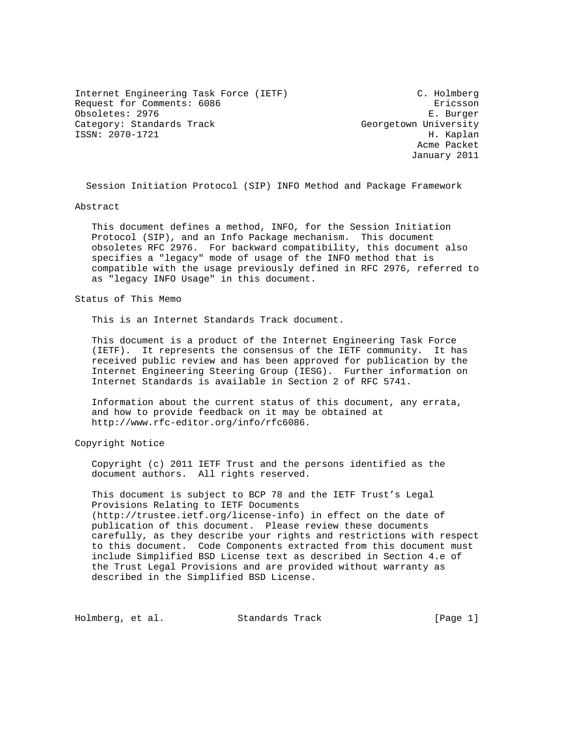Internet Engineering Task Force (IETF)                       C. Holmberg
Request for Comments: 6086                                      Ericsson
Obsoletes: 2976                                                E. Burger
Category: Standards Track                          Georgetown University
ISSN: 2070-1721                                                H. Kaplan
                                                             Acme Packet
                                                            January 2011

# Session Initiation Protocol (SIP) INFO Method and Package Framework

## Abstract

This document defines a method, INFO, for the Session Initiation Protocol (SIP), and an Info Package mechanism. This document obsoletes RFC 2976. For backward compatibility, this document also specifies a "legacy" mode of usage of the INFO method that is compatible with the usage previously defined in RFC 2976, referred to as "legacy INFO Usage" in this document.

## Status of This Memo

This is an Internet Standards Track document.

This document is a product of the Internet Engineering Task Force (IETF). It represents the consensus of the IETF community. It has received public review and has been approved for publication by the Internet Engineering Steering Group (IESG). Further information on Internet Standards is available in Section 2 of RFC 5741.

Information about the current status of this document, any errata, and how to provide feedback on it may be obtained at http://www.rfc-editor.org/info/rfc6086.

## Copyright Notice

Copyright (c) 2011 IETF Trust and the persons identified as the document authors. All rights reserved.

This document is subject to BCP 78 and the IETF Trust's Legal Provisions Relating to IETF Documents (http://trustee.ietf.org/license-info) in effect on the date of publication of this document. Please review these documents carefully, as they describe your rights and restrictions with respect to this document. Code Components extracted from this document must include Simplified BSD License text as described in Section 4.e of the Trust Legal Provisions and are provided without warranty as described in the Simplified BSD License.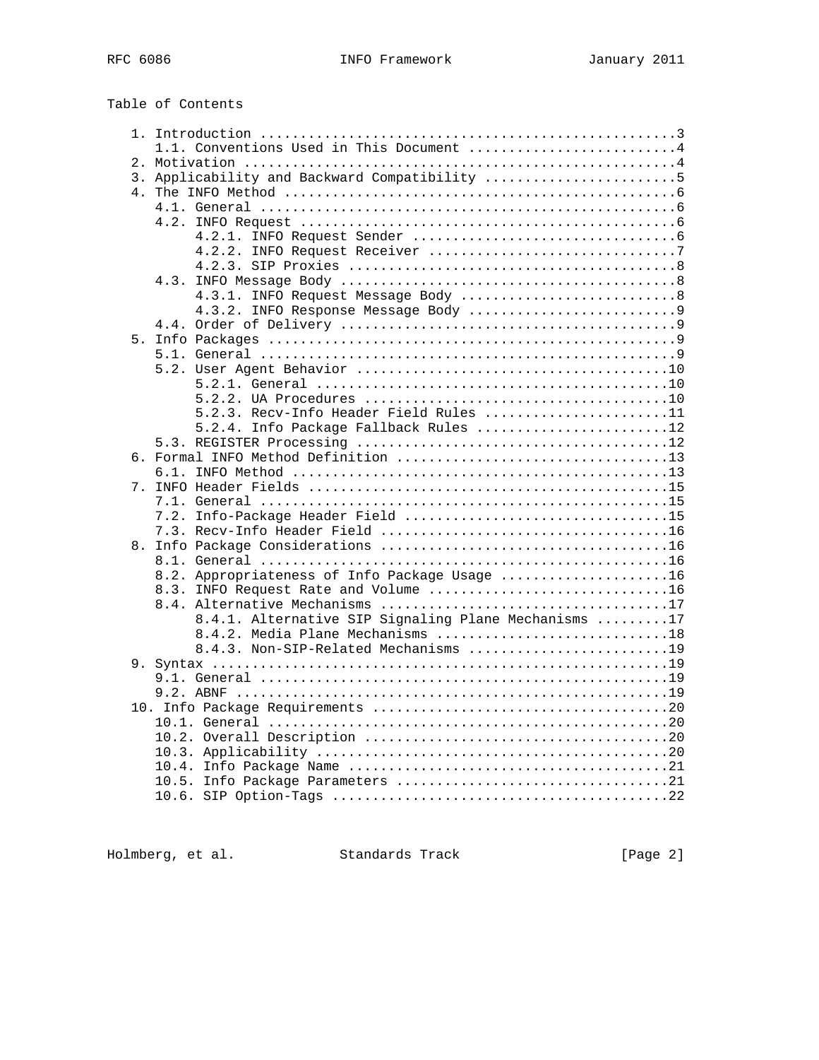## Table of Contents

```
   1. Introduction ....................................................3
      1.1. Conventions Used in This Document ..........................4
   2. Motivation ......................................................4
   3. Applicability and Backward Compatibility ........................5
   4. The INFO Method .................................................6
      4.1. General ....................................................6
      4.2. INFO Request ...............................................6
           4.2.1. INFO Request Sender .................................6
           4.2.2. INFO Request Receiver ...............................7
           4.2.3. SIP Proxies .........................................8
      4.3. INFO Message Body ..........................................8
           4.3.1. INFO Request Message Body ...........................8
           4.3.2. INFO Response Message Body ..........................9
      4.4. Order of Delivery ..........................................9
   5. Info Packages ...................................................9
      5.1. General ....................................................9
      5.2. User Agent Behavior .......................................10
           5.2.1. General ............................................10
           5.2.2. UA Procedures ......................................10
           5.2.3. Recv-Info Header Field Rules .......................11
           5.2.4. Info Package Fallback Rules ........................12
      5.3. REGISTER Processing .......................................12
   6. Formal INFO Method Definition ..................................13
      6.1. INFO Method ...............................................13
   7. INFO Header Fields .............................................15
      7.1. General ...................................................15
      7.2. Info-Package Header Field .................................15
      7.3. Recv-Info Header Field ....................................16
   8. Info Package Considerations ....................................16
      8.1. General ...................................................16
      8.2. Appropriateness of Info Package Usage .....................16
      8.3. INFO Request Rate and Volume ..............................16
      8.4. Alternative Mechanisms ....................................17
           8.4.1. Alternative SIP Signaling Plane Mechanisms .........17
           8.4.2. Media Plane Mechanisms .............................18
           8.4.3. Non-SIP-Related Mechanisms .........................19
   9. Syntax .........................................................19
      9.1. General ...................................................19
      9.2. ABNF ......................................................19
   10. Info Package Requirements .....................................20
      10.1. General ..................................................20
      10.2. Overall Description ......................................20
      10.3. Applicability ............................................20
      10.4. Info Package Name ........................................21
      10.5. Info Package Parameters ..................................21
      10.6. SIP Option-Tags ..........................................22
```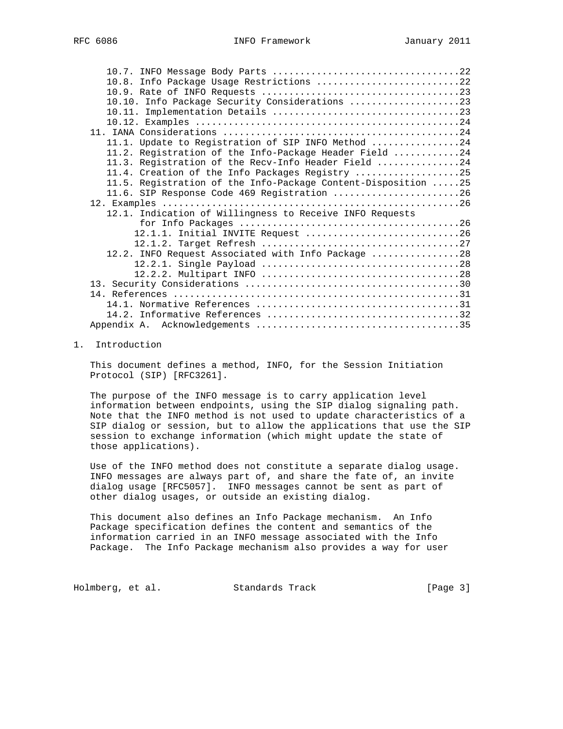10.7. INFO Message Body Parts .................................22
10.8. Info Package Usage Restrictions ..........................22
10.9. Rate of INFO Requests ...................................23
10.10. Info Package Security Considerations ....................23
10.11. Implementation Details ..................................23
10.12. Examples ................................................24
11. IANA Considerations ..........................................24
11.1. Update to Registration of SIP INFO Method ................24
11.2. Registration of the Info-Package Header Field ............24
11.3. Registration of the Recv-Info Header Field ...............24
11.4. Creation of the Info Packages Registry ...................25
11.5. Registration of the Info-Package Content-Disposition .....25
11.6. SIP Response Code 469 Registration .......................26
12. Examples .....................................................26
12.1. Indication of Willingness to Receive INFO Requests for Info Packages .......................................26
12.1.1. Initial INVITE Request ...........................26
12.1.2. Target Refresh ...................................27
12.2. INFO Request Associated with Info Package ................28
12.2.1. Single Payload ...................................28
12.2.2. Multipart INFO ...................................28
13. Security Considerations ......................................30
14. References ...................................................31
14.1. Normative References .....................................31
14.2. Informative References ...................................32
Appendix A. Acknowledgements ....................................35

## 1. Introduction

This document defines a method, INFO, for the Session Initiation Protocol (SIP) [RFC3261].

The purpose of the INFO message is to carry application level information between endpoints, using the SIP dialog signaling path. Note that the INFO method is not used to update characteristics of a SIP dialog or session, but to allow the applications that use the SIP session to exchange information (which might update the state of those applications).

Use of the INFO method does not constitute a separate dialog usage. INFO messages are always part of, and share the fate of, an invite dialog usage [RFC5057]. INFO messages cannot be sent as part of other dialog usages, or outside an existing dialog.

This document also defines an Info Package mechanism. An Info Package specification defines the content and semantics of the information carried in an INFO message associated with the Info Package. The Info Package mechanism also provides a way for user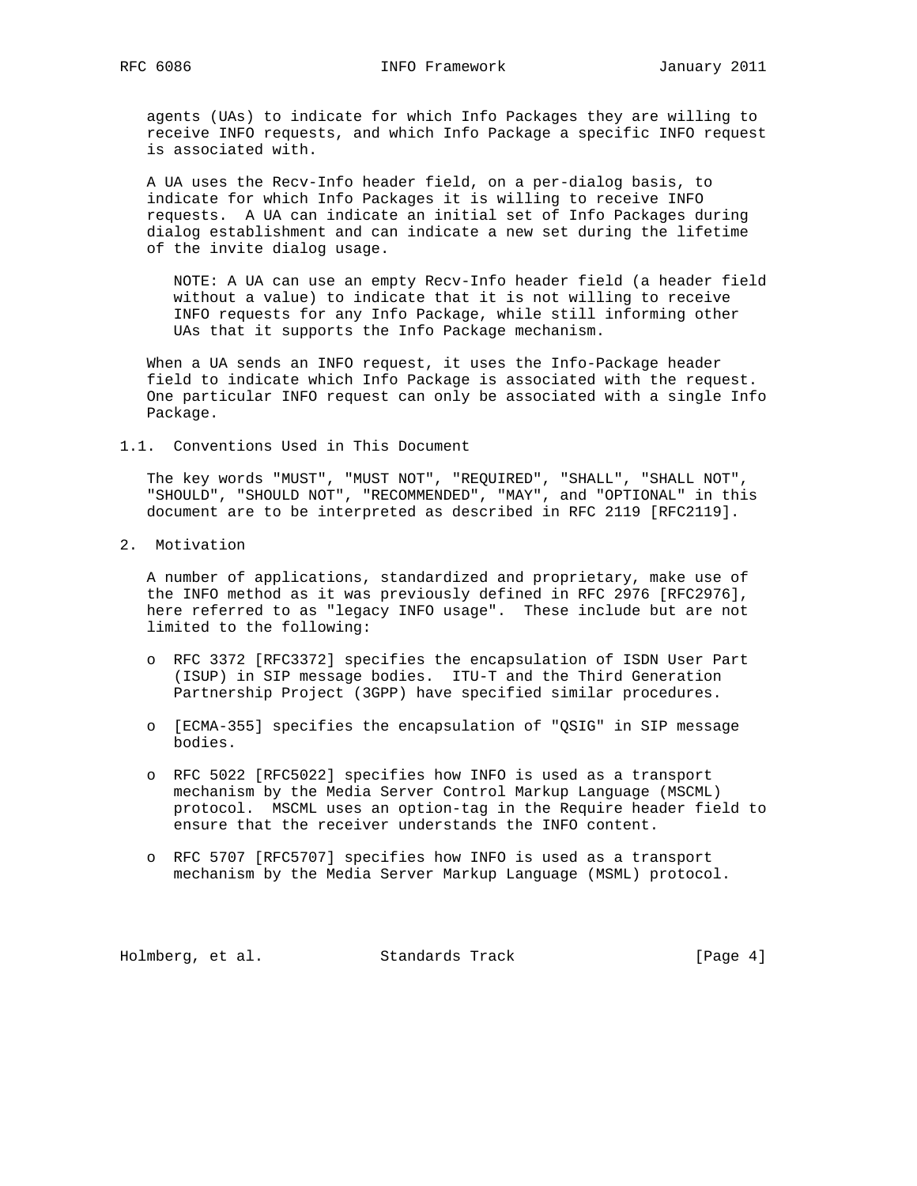agents (UAs) to indicate for which Info Packages they are willing to receive INFO requests, and which Info Package a specific INFO request is associated with.

A UA uses the Recv-Info header field, on a per-dialog basis, to indicate for which Info Packages it is willing to receive INFO requests. A UA can indicate an initial set of Info Packages during dialog establishment and can indicate a new set during the lifetime of the invite dialog usage.

> NOTE: A UA can use an empty Recv-Info header field (a header field without a value) to indicate that it is not willing to receive INFO requests for any Info Package, while still informing other UAs that it supports the Info Package mechanism.

When a UA sends an INFO request, it uses the Info-Package header field to indicate which Info Package is associated with the request. One particular INFO request can only be associated with a single Info Package.

### 1.1. Conventions Used in This Document

The key words "MUST", "MUST NOT", "REQUIRED", "SHALL", "SHALL NOT", "SHOULD", "SHOULD NOT", "RECOMMENDED", "MAY", and "OPTIONAL" in this document are to be interpreted as described in RFC 2119 [RFC2119].

## 2. Motivation

A number of applications, standardized and proprietary, make use of the INFO method as it was previously defined in RFC 2976 [RFC2976], here referred to as "legacy INFO usage". These include but are not limited to the following:

- RFC 3372 [RFC3372] specifies the encapsulation of ISDN User Part (ISUP) in SIP message bodies. ITU-T and the Third Generation Partnership Project (3GPP) have specified similar procedures.

- [ECMA-355] specifies the encapsulation of "QSIG" in SIP message bodies.

- RFC 5022 [RFC5022] specifies how INFO is used as a transport mechanism by the Media Server Control Markup Language (MSCML) protocol. MSCML uses an option-tag in the Require header field to ensure that the receiver understands the INFO content.

- RFC 5707 [RFC5707] specifies how INFO is used as a transport mechanism by the Media Server Markup Language (MSML) protocol.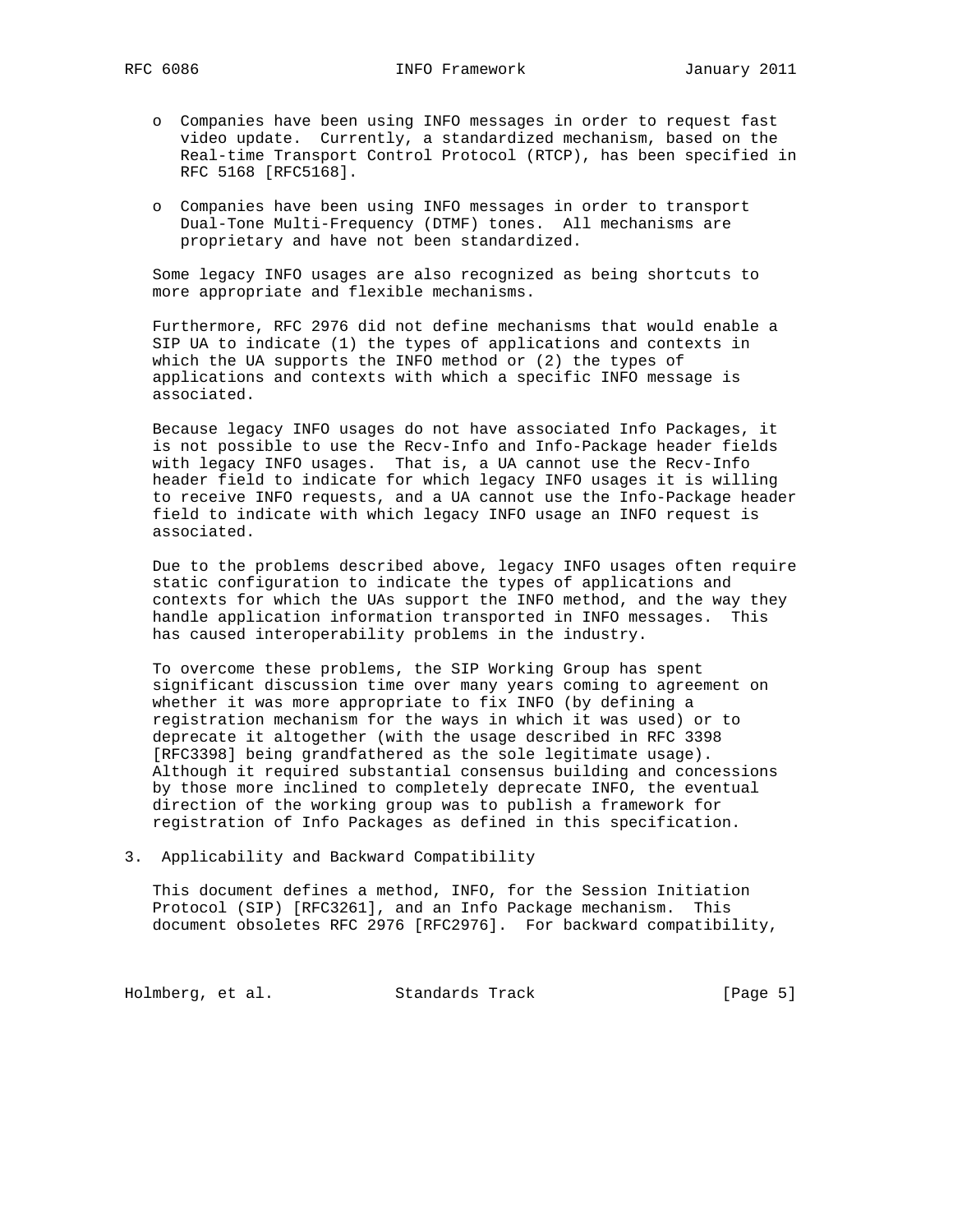- Companies have been using INFO messages in order to request fast video update. Currently, a standardized mechanism, based on the Real-time Transport Control Protocol (RTCP), has been specified in RFC 5168 [RFC5168].

- Companies have been using INFO messages in order to transport Dual-Tone Multi-Frequency (DTMF) tones. All mechanisms are proprietary and have not been standardized.

Some legacy INFO usages are also recognized as being shortcuts to more appropriate and flexible mechanisms.

Furthermore, RFC 2976 did not define mechanisms that would enable a SIP UA to indicate (1) the types of applications and contexts in which the UA supports the INFO method or (2) the types of applications and contexts with which a specific INFO message is associated.

Because legacy INFO usages do not have associated Info Packages, it is not possible to use the Recv-Info and Info-Package header fields with legacy INFO usages. That is, a UA cannot use the Recv-Info header field to indicate for which legacy INFO usages it is willing to receive INFO requests, and a UA cannot use the Info-Package header field to indicate with which legacy INFO usage an INFO request is associated.

Due to the problems described above, legacy INFO usages often require static configuration to indicate the types of applications and contexts for which the UAs support the INFO method, and the way they handle application information transported in INFO messages. This has caused interoperability problems in the industry.

To overcome these problems, the SIP Working Group has spent significant discussion time over many years coming to agreement on whether it was more appropriate to fix INFO (by defining a registration mechanism for the ways in which it was used) or to deprecate it altogether (with the usage described in RFC 3398 [RFC3398] being grandfathered as the sole legitimate usage). Although it required substantial consensus building and concessions by those more inclined to completely deprecate INFO, the eventual direction of the working group was to publish a framework for registration of Info Packages as defined in this specification.

## 3. Applicability and Backward Compatibility

This document defines a method, INFO, for the Session Initiation Protocol (SIP) [RFC3261], and an Info Package mechanism. This document obsoletes RFC 2976 [RFC2976]. For backward compatibility,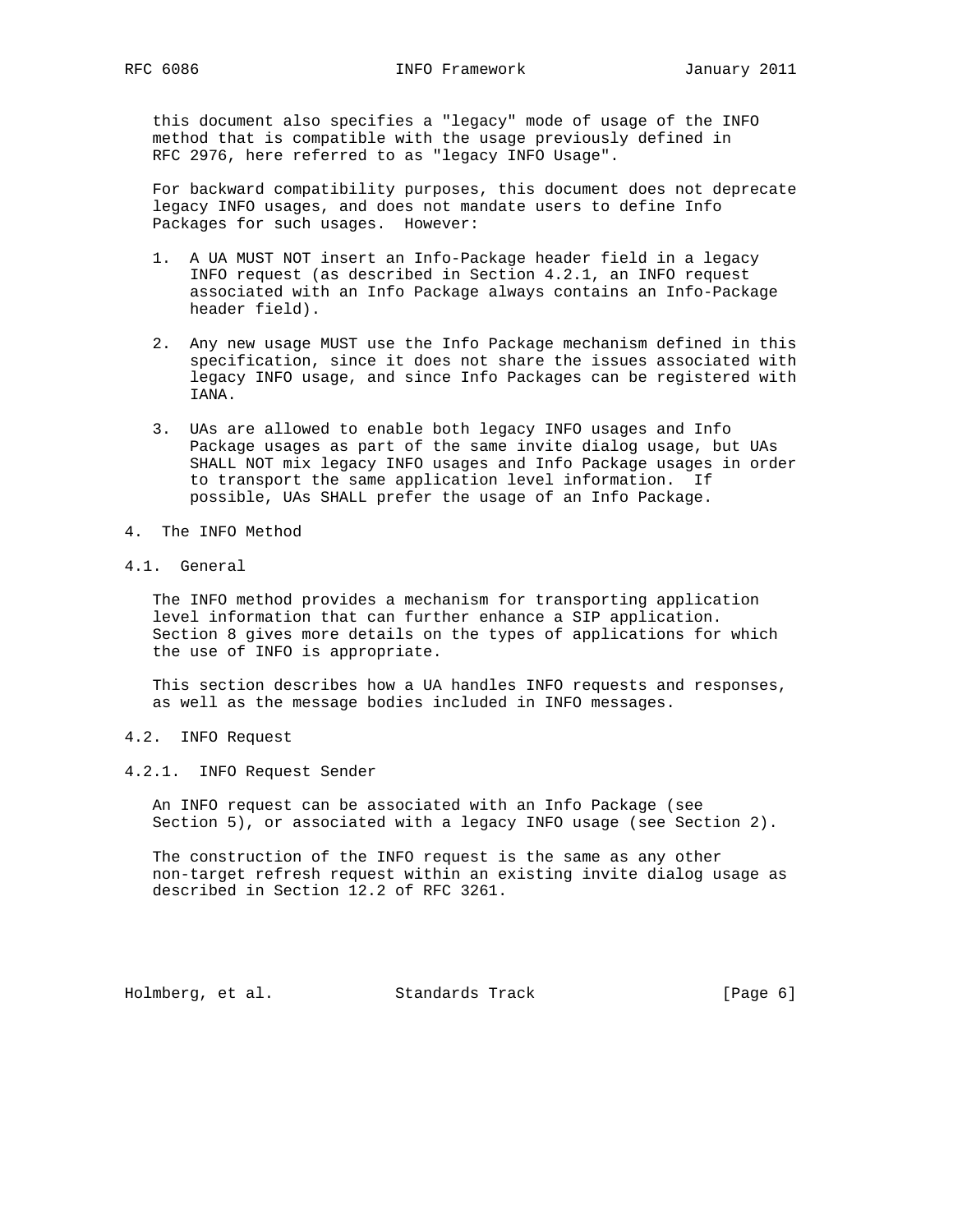this document also specifies a "legacy" mode of usage of the INFO method that is compatible with the usage previously defined in RFC 2976, here referred to as "legacy INFO Usage".

For backward compatibility purposes, this document does not deprecate legacy INFO usages, and does not mandate users to define Info Packages for such usages. However:

1. A UA MUST NOT insert an Info-Package header field in a legacy INFO request (as described in Section 4.2.1, an INFO request associated with an Info Package always contains an Info-Package header field).

2. Any new usage MUST use the Info Package mechanism defined in this specification, since it does not share the issues associated with legacy INFO usage, and since Info Packages can be registered with IANA.

3. UAs are allowed to enable both legacy INFO usages and Info Package usages as part of the same invite dialog usage, but UAs SHALL NOT mix legacy INFO usages and Info Package usages in order to transport the same application level information. If possible, UAs SHALL prefer the usage of an Info Package.

# 4. The INFO Method

## 4.1. General

The INFO method provides a mechanism for transporting application level information that can further enhance a SIP application. Section 8 gives more details on the types of applications for which the use of INFO is appropriate.

This section describes how a UA handles INFO requests and responses, as well as the message bodies included in INFO messages.

## 4.2. INFO Request

### 4.2.1. INFO Request Sender

An INFO request can be associated with an Info Package (see Section 5), or associated with a legacy INFO usage (see Section 2).

The construction of the INFO request is the same as any other non-target refresh request within an existing invite dialog usage as described in Section 12.2 of RFC 3261.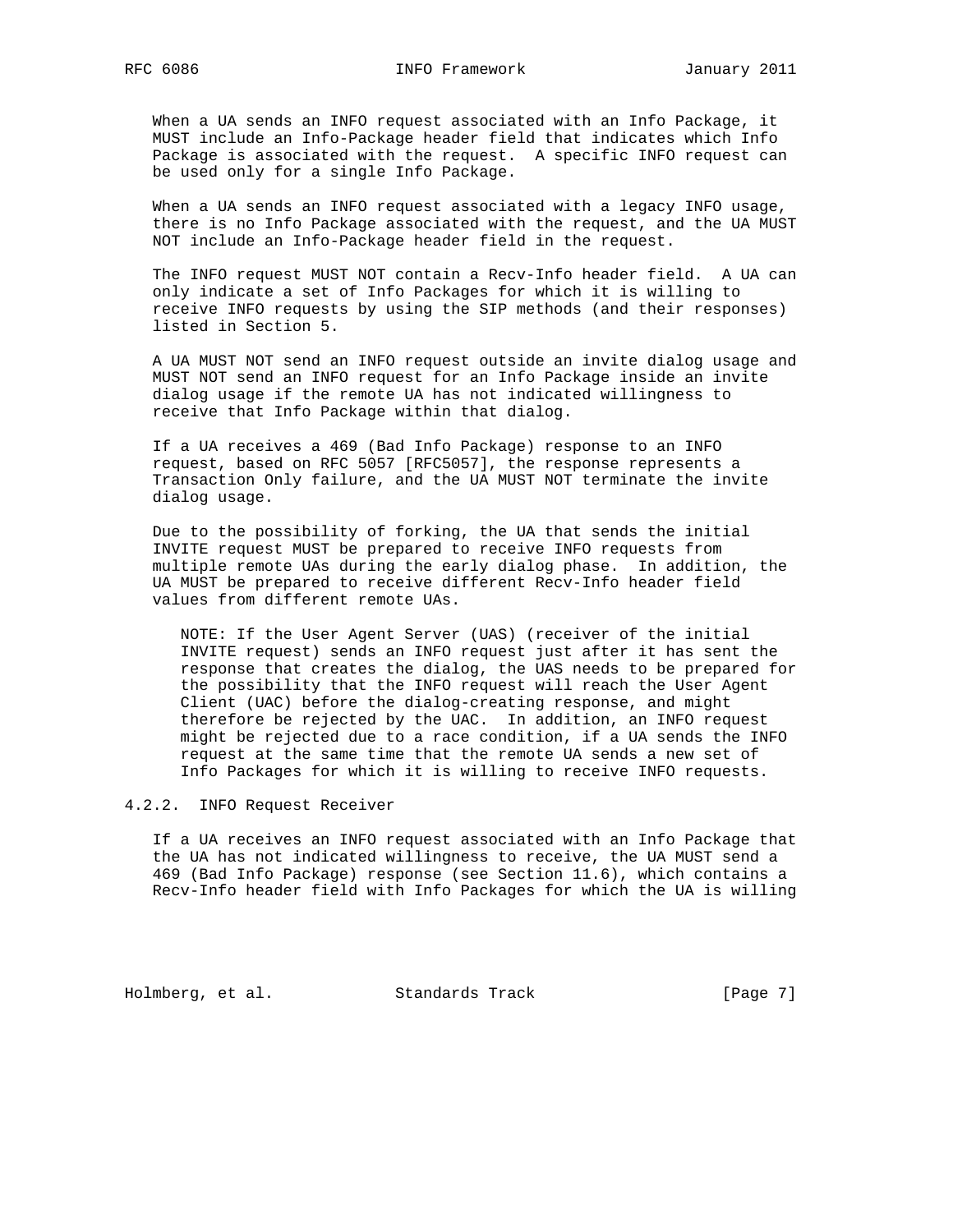When a UA sends an INFO request associated with an Info Package, it MUST include an Info-Package header field that indicates which Info Package is associated with the request. A specific INFO request can be used only for a single Info Package.

When a UA sends an INFO request associated with a legacy INFO usage, there is no Info Package associated with the request, and the UA MUST NOT include an Info-Package header field in the request.

The INFO request MUST NOT contain a Recv-Info header field. A UA can only indicate a set of Info Packages for which it is willing to receive INFO requests by using the SIP methods (and their responses) listed in Section 5.

A UA MUST NOT send an INFO request outside an invite dialog usage and MUST NOT send an INFO request for an Info Package inside an invite dialog usage if the remote UA has not indicated willingness to receive that Info Package within that dialog.

If a UA receives a 469 (Bad Info Package) response to an INFO request, based on RFC 5057 [RFC5057], the response represents a Transaction Only failure, and the UA MUST NOT terminate the invite dialog usage.

Due to the possibility of forking, the UA that sends the initial INVITE request MUST be prepared to receive INFO requests from multiple remote UAs during the early dialog phase. In addition, the UA MUST be prepared to receive different Recv-Info header field values from different remote UAs.

> NOTE: If the User Agent Server (UAS) (receiver of the initial INVITE request) sends an INFO request just after it has sent the response that creates the dialog, the UAS needs to be prepared for the possibility that the INFO request will reach the User Agent Client (UAC) before the dialog-creating response, and might therefore be rejected by the UAC. In addition, an INFO request might be rejected due to a race condition, if a UA sends the INFO request at the same time that the remote UA sends a new set of Info Packages for which it is willing to receive INFO requests.

### 4.2.2. INFO Request Receiver

If a UA receives an INFO request associated with an Info Package that the UA has not indicated willingness to receive, the UA MUST send a 469 (Bad Info Package) response (see Section 11.6), which contains a Recv-Info header field with Info Packages for which the UA is willing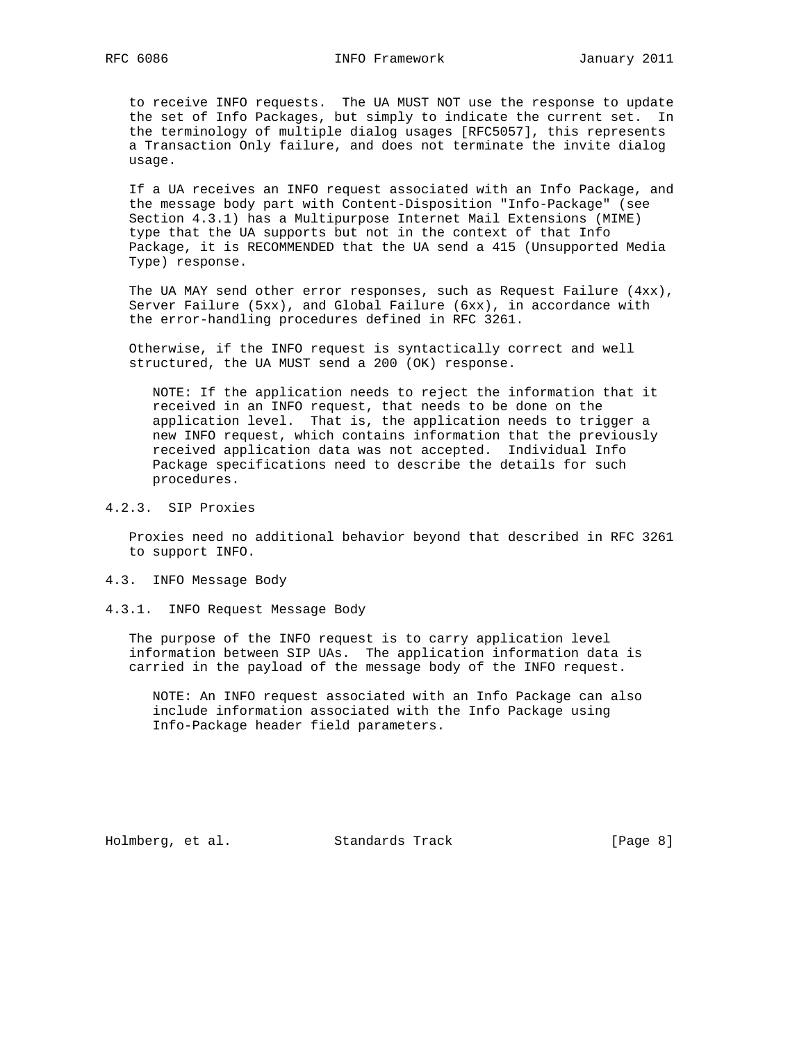to receive INFO requests. The UA MUST NOT use the response to update the set of Info Packages, but simply to indicate the current set. In the terminology of multiple dialog usages [RFC5057], this represents a Transaction Only failure, and does not terminate the invite dialog usage.

If a UA receives an INFO request associated with an Info Package, and the message body part with Content-Disposition "Info-Package" (see Section 4.3.1) has a Multipurpose Internet Mail Extensions (MIME) type that the UA supports but not in the context of that Info Package, it is RECOMMENDED that the UA send a 415 (Unsupported Media Type) response.

The UA MAY send other error responses, such as Request Failure (4xx), Server Failure (5xx), and Global Failure (6xx), in accordance with the error-handling procedures defined in RFC 3261.

Otherwise, if the INFO request is syntactically correct and well structured, the UA MUST send a 200 (OK) response.

> NOTE: If the application needs to reject the information that it received in an INFO request, that needs to be done on the application level. That is, the application needs to trigger a new INFO request, which contains information that the previously received application data was not accepted. Individual Info Package specifications need to describe the details for such procedures.

### 4.2.3. SIP Proxies

Proxies need no additional behavior beyond that described in RFC 3261 to support INFO.

## 4.3. INFO Message Body

### 4.3.1. INFO Request Message Body

The purpose of the INFO request is to carry application level information between SIP UAs. The application information data is carried in the payload of the message body of the INFO request.

> NOTE: An INFO request associated with an Info Package can also include information associated with the Info Package using Info-Package header field parameters.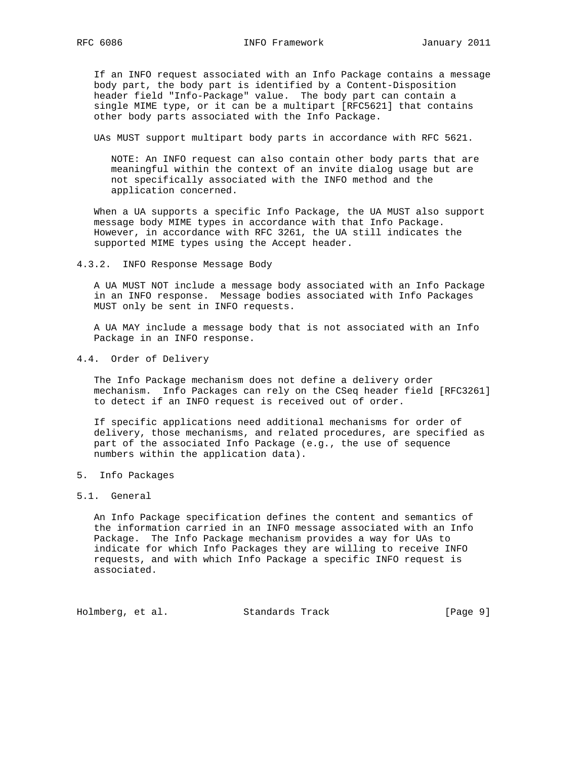If an INFO request associated with an Info Package contains a message body part, the body part is identified by a Content-Disposition header field "Info-Package" value. The body part can contain a single MIME type, or it can be a multipart [RFC5621] that contains other body parts associated with the Info Package.

UAs MUST support multipart body parts in accordance with RFC 5621.

> NOTE: An INFO request can also contain other body parts that are meaningful within the context of an invite dialog usage but are not specifically associated with the INFO method and the application concerned.

When a UA supports a specific Info Package, the UA MUST also support message body MIME types in accordance with that Info Package. However, in accordance with RFC 3261, the UA still indicates the supported MIME types using the Accept header.

#### 4.3.2. INFO Response Message Body

A UA MUST NOT include a message body associated with an Info Package in an INFO response. Message bodies associated with Info Packages MUST only be sent in INFO requests.

A UA MAY include a message body that is not associated with an Info Package in an INFO response.

### 4.4. Order of Delivery

The Info Package mechanism does not define a delivery order mechanism. Info Packages can rely on the CSeq header field [RFC3261] to detect if an INFO request is received out of order.

If specific applications need additional mechanisms for order of delivery, those mechanisms, and related procedures, are specified as part of the associated Info Package (e.g., the use of sequence numbers within the application data).

## 5. Info Packages

### 5.1. General

An Info Package specification defines the content and semantics of the information carried in an INFO message associated with an Info Package. The Info Package mechanism provides a way for UAs to indicate for which Info Packages they are willing to receive INFO requests, and with which Info Package a specific INFO request is associated.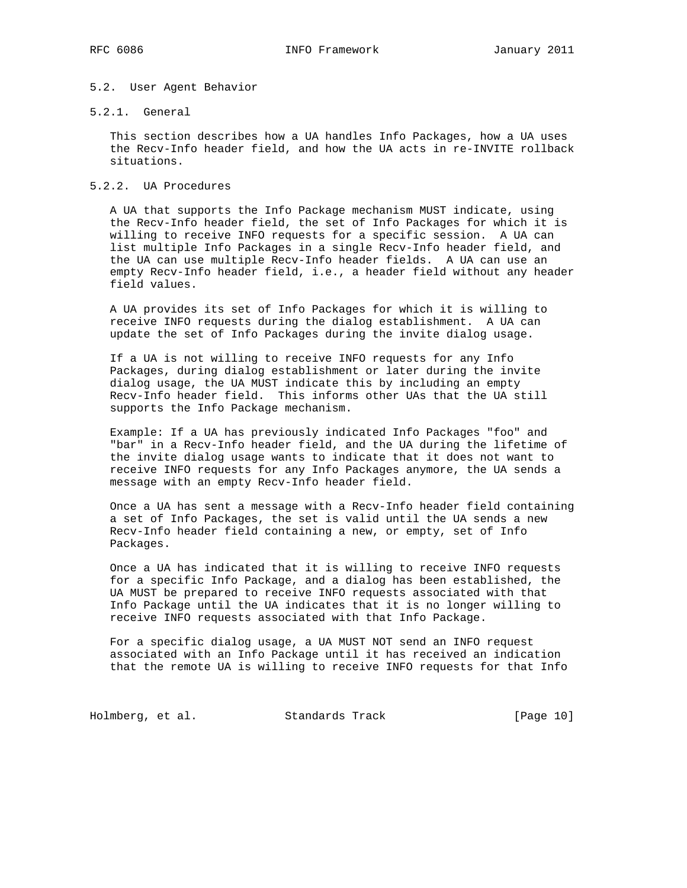### 5.2. User Agent Behavior

#### 5.2.1. General

This section describes how a UA handles Info Packages, how a UA uses the Recv-Info header field, and how the UA acts in re-INVITE rollback situations.

#### 5.2.2. UA Procedures

A UA that supports the Info Package mechanism MUST indicate, using the Recv-Info header field, the set of Info Packages for which it is willing to receive INFO requests for a specific session. A UA can list multiple Info Packages in a single Recv-Info header field, and the UA can use multiple Recv-Info header fields. A UA can use an empty Recv-Info header field, i.e., a header field without any header field values.

A UA provides its set of Info Packages for which it is willing to receive INFO requests during the dialog establishment. A UA can update the set of Info Packages during the invite dialog usage.

If a UA is not willing to receive INFO requests for any Info Packages, during dialog establishment or later during the invite dialog usage, the UA MUST indicate this by including an empty Recv-Info header field. This informs other UAs that the UA still supports the Info Package mechanism.

Example: If a UA has previously indicated Info Packages "foo" and "bar" in a Recv-Info header field, and the UA during the lifetime of the invite dialog usage wants to indicate that it does not want to receive INFO requests for any Info Packages anymore, the UA sends a message with an empty Recv-Info header field.

Once a UA has sent a message with a Recv-Info header field containing a set of Info Packages, the set is valid until the UA sends a new Recv-Info header field containing a new, or empty, set of Info Packages.

Once a UA has indicated that it is willing to receive INFO requests for a specific Info Package, and a dialog has been established, the UA MUST be prepared to receive INFO requests associated with that Info Package until the UA indicates that it is no longer willing to receive INFO requests associated with that Info Package.

For a specific dialog usage, a UA MUST NOT send an INFO request associated with an Info Package until it has received an indication that the remote UA is willing to receive INFO requests for that Info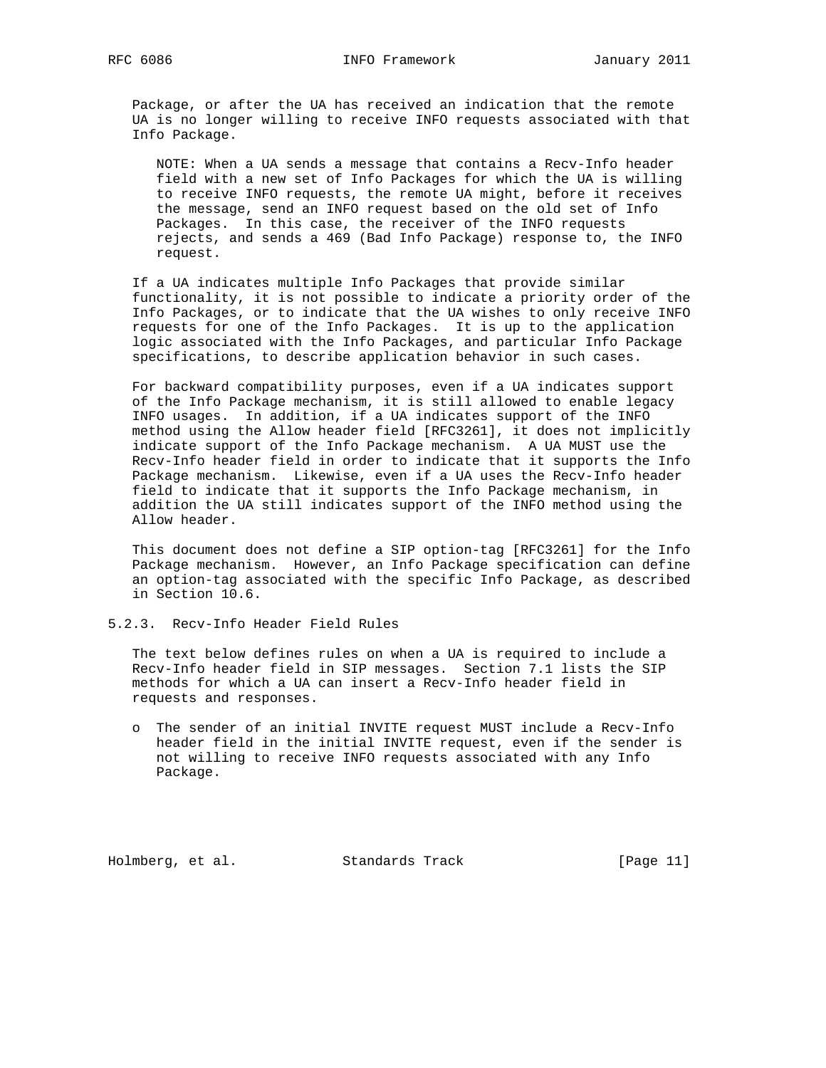Package, or after the UA has received an indication that the remote UA is no longer willing to receive INFO requests associated with that Info Package.

> NOTE: When a UA sends a message that contains a Recv-Info header field with a new set of Info Packages for which the UA is willing to receive INFO requests, the remote UA might, before it receives the message, send an INFO request based on the old set of Info Packages. In this case, the receiver of the INFO requests rejects, and sends a 469 (Bad Info Package) response to, the INFO request.

If a UA indicates multiple Info Packages that provide similar functionality, it is not possible to indicate a priority order of the Info Packages, or to indicate that the UA wishes to only receive INFO requests for one of the Info Packages. It is up to the application logic associated with the Info Packages, and particular Info Package specifications, to describe application behavior in such cases.

For backward compatibility purposes, even if a UA indicates support of the Info Package mechanism, it is still allowed to enable legacy INFO usages. In addition, if a UA indicates support of the INFO method using the Allow header field [RFC3261], it does not implicitly indicate support of the Info Package mechanism. A UA MUST use the Recv-Info header field in order to indicate that it supports the Info Package mechanism. Likewise, even if a UA uses the Recv-Info header field to indicate that it supports the Info Package mechanism, in addition the UA still indicates support of the INFO method using the Allow header.

This document does not define a SIP option-tag [RFC3261] for the Info Package mechanism. However, an Info Package specification can define an option-tag associated with the specific Info Package, as described in Section 10.6.

### 5.2.3. Recv-Info Header Field Rules

The text below defines rules on when a UA is required to include a Recv-Info header field in SIP messages. Section 7.1 lists the SIP methods for which a UA can insert a Recv-Info header field in requests and responses.

- The sender of an initial INVITE request MUST include a Recv-Info header field in the initial INVITE request, even if the sender is not willing to receive INFO requests associated with any Info Package.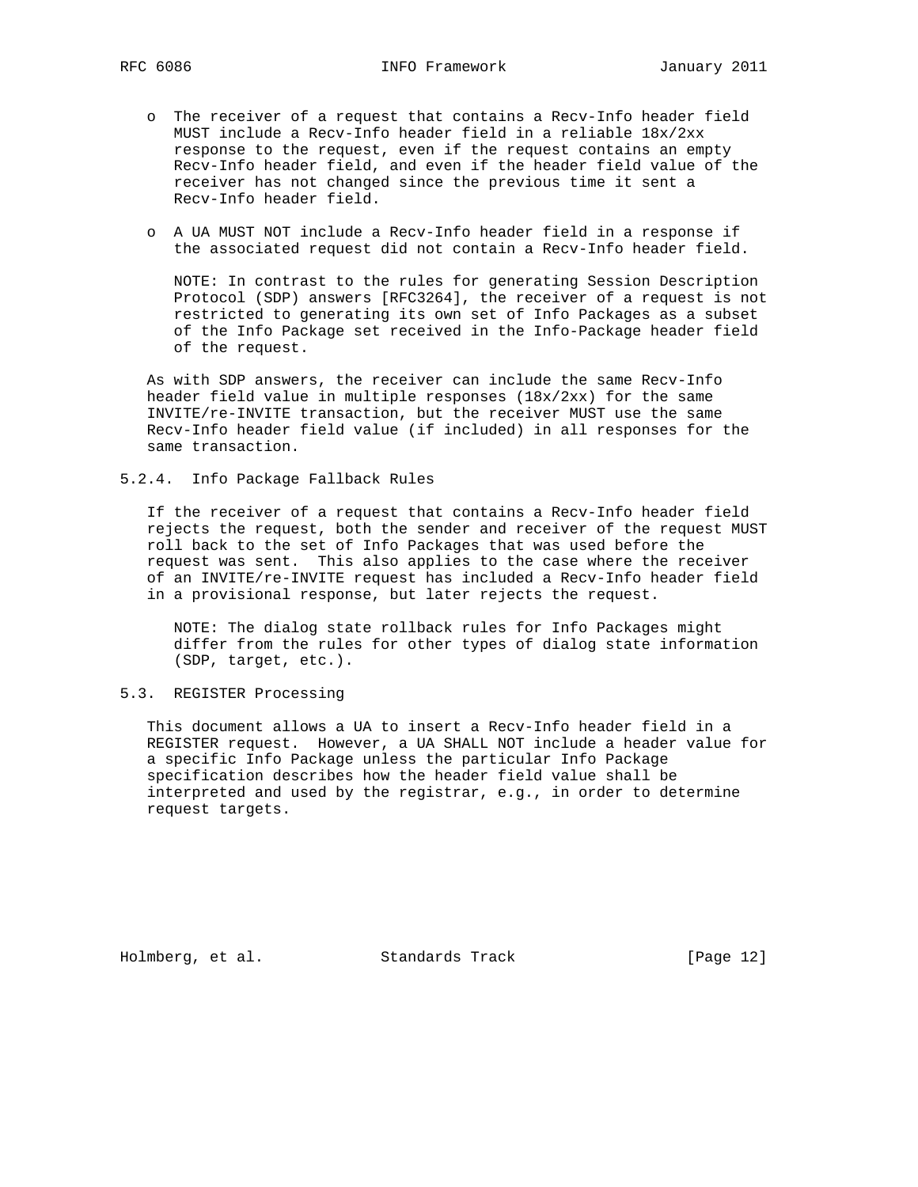- The receiver of a request that contains a Recv-Info header field MUST include a Recv-Info header field in a reliable 18x/2xx response to the request, even if the request contains an empty Recv-Info header field, and even if the header field value of the receiver has not changed since the previous time it sent a Recv-Info header field.

- A UA MUST NOT include a Recv-Info header field in a response if the associated request did not contain a Recv-Info header field.

  NOTE: In contrast to the rules for generating Session Description Protocol (SDP) answers [RFC3264], the receiver of a request is not restricted to generating its own set of Info Packages as a subset of the Info Package set received in the Info-Package header field of the request.

As with SDP answers, the receiver can include the same Recv-Info header field value in multiple responses (18x/2xx) for the same INVITE/re-INVITE transaction, but the receiver MUST use the same Recv-Info header field value (if included) in all responses for the same transaction.

#### 5.2.4. Info Package Fallback Rules

If the receiver of a request that contains a Recv-Info header field rejects the request, both the sender and receiver of the request MUST roll back to the set of Info Packages that was used before the request was sent. This also applies to the case where the receiver of an INVITE/re-INVITE request has included a Recv-Info header field in a provisional response, but later rejects the request.

NOTE: The dialog state rollback rules for Info Packages might differ from the rules for other types of dialog state information (SDP, target, etc.).

### 5.3. REGISTER Processing

This document allows a UA to insert a Recv-Info header field in a REGISTER request. However, a UA SHALL NOT include a header value for a specific Info Package unless the particular Info Package specification describes how the header field value shall be interpreted and used by the registrar, e.g., in order to determine request targets.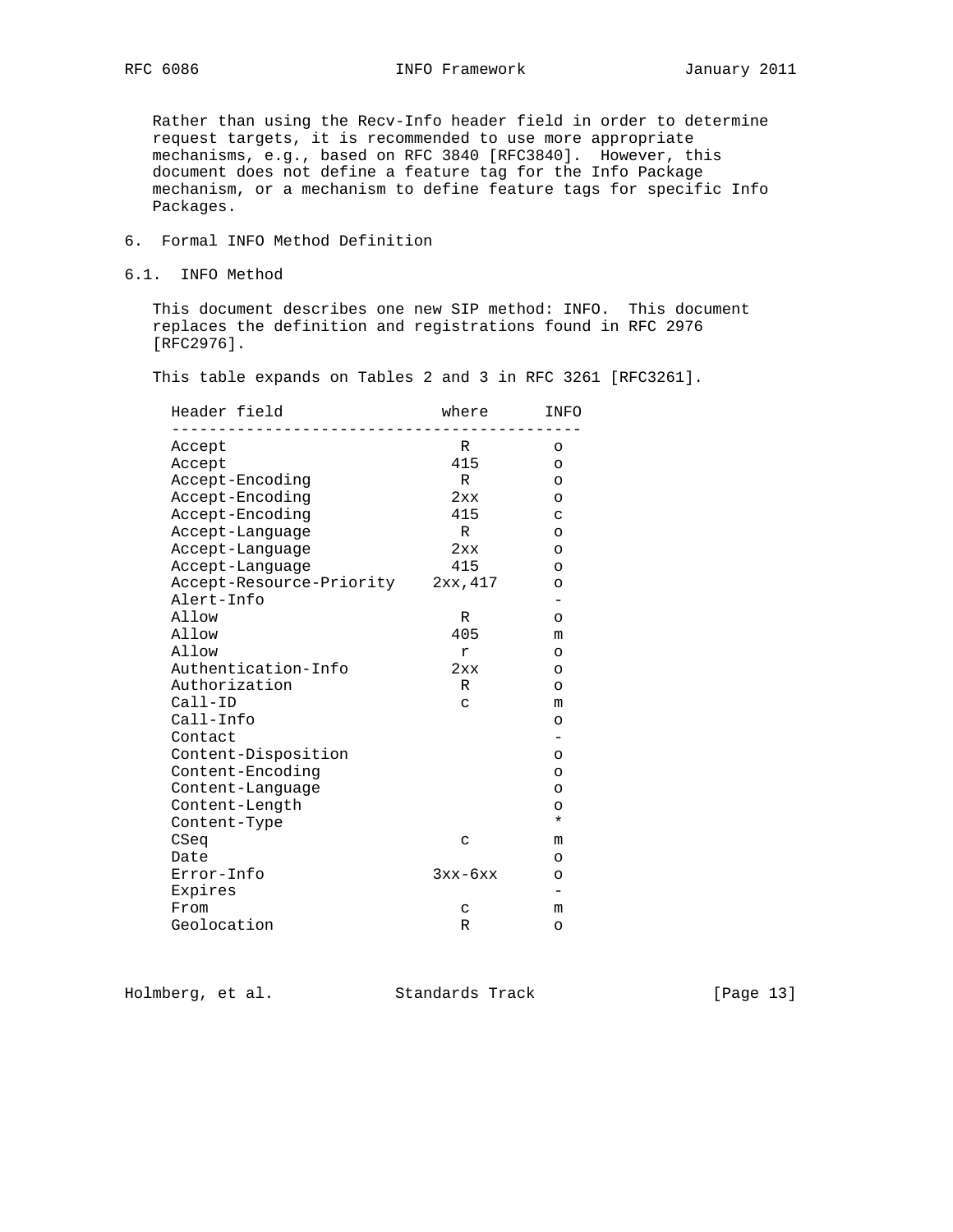Rather than using the Recv-Info header field in order to determine request targets, it is recommended to use more appropriate mechanisms, e.g., based on RFC 3840 [RFC3840]. However, this document does not define a feature tag for the Info Package mechanism, or a mechanism to define feature tags for specific Info Packages.

# 6. Formal INFO Method Definition

## 6.1. INFO Method

This document describes one new SIP method: INFO. This document replaces the definition and registrations found in RFC 2976 [RFC2976].

This table expands on Tables 2 and 3 in RFC 3261 [RFC3261].

| Header field | where | INFO |
|---|---|---|
| Accept | R | o |
| Accept | 415 | o |
| Accept-Encoding | R | o |
| Accept-Encoding | 2xx | o |
| Accept-Encoding | 415 | c |
| Accept-Language | R | o |
| Accept-Language | 2xx | o |
| Accept-Language | 415 | o |
| Accept-Resource-Priority | 2xx,417 | o |
| Alert-Info | | - |
| Allow | R | o |
| Allow | 405 | m |
| Allow | r | o |
| Authentication-Info | 2xx | o |
| Authorization | R | o |
| Call-ID | c | m |
| Call-Info | | o |
| Contact | | - |
| Content-Disposition | | o |
| Content-Encoding | | o |
| Content-Language | | o |
| Content-Length | | o |
| Content-Type | | * |
| CSeq | c | m |
| Date | | o |
| Error-Info | 3xx-6xx | o |
| Expires | | - |
| From | c | m |
| Geolocation | R | o |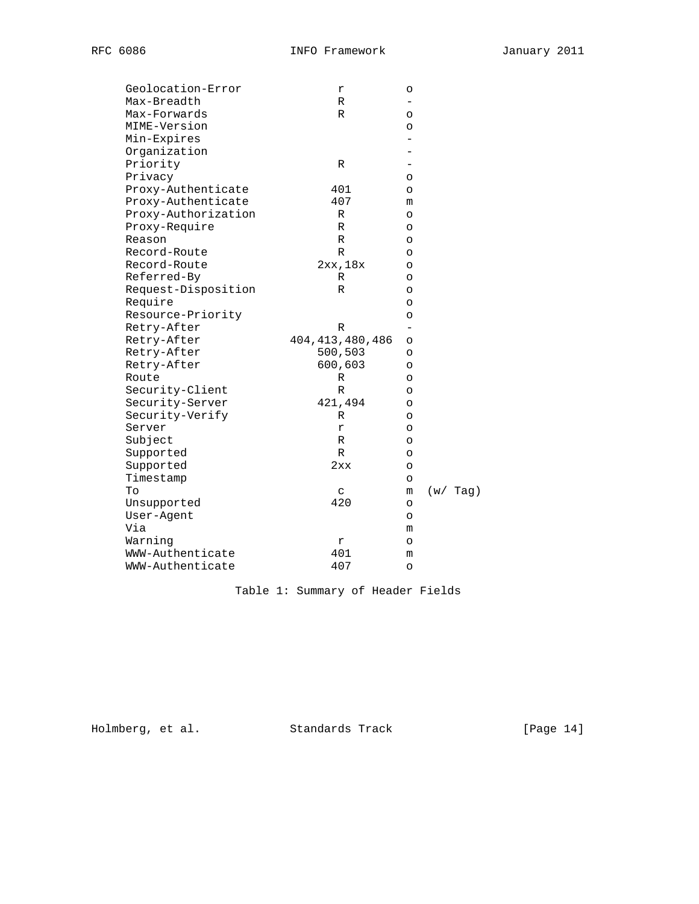| Header Field | where | INFO |
| --- | --- | --- |
| Geolocation-Error | r | o |
| Max-Breadth | R | - |
| Max-Forwards | R | o |
| MIME-Version | | o |
| Min-Expires | | - |
| Organization | | - |
| Priority | R | - |
| Privacy | | o |
| Proxy-Authenticate | 401 | o |
| Proxy-Authenticate | 407 | m |
| Proxy-Authorization | R | o |
| Proxy-Require | R | o |
| Reason | R | o |
| Record-Route | R | o |
| Record-Route | 2xx,18x | o |
| Referred-By | R | o |
| Request-Disposition | R | o |
| Require | | o |
| Resource-Priority | | o |
| Retry-After | R | - |
| Retry-After | 404,413,480,486 | o |
| Retry-After | 500,503 | o |
| Retry-After | 600,603 | o |
| Route | R | o |
| Security-Client | R | o |
| Security-Server | 421,494 | o |
| Security-Verify | R | o |
| Server | r | o |
| Subject | R | o |
| Supported | R | o |
| Supported | 2xx | o |
| Timestamp | | o |
| To | c | m (w/ Tag) |
| Unsupported | 420 | o |
| User-Agent | | o |
| Via | | m |
| Warning | r | o |
| WWW-Authenticate | 401 | m |
| WWW-Authenticate | 407 | o |

Table 1: Summary of Header Fields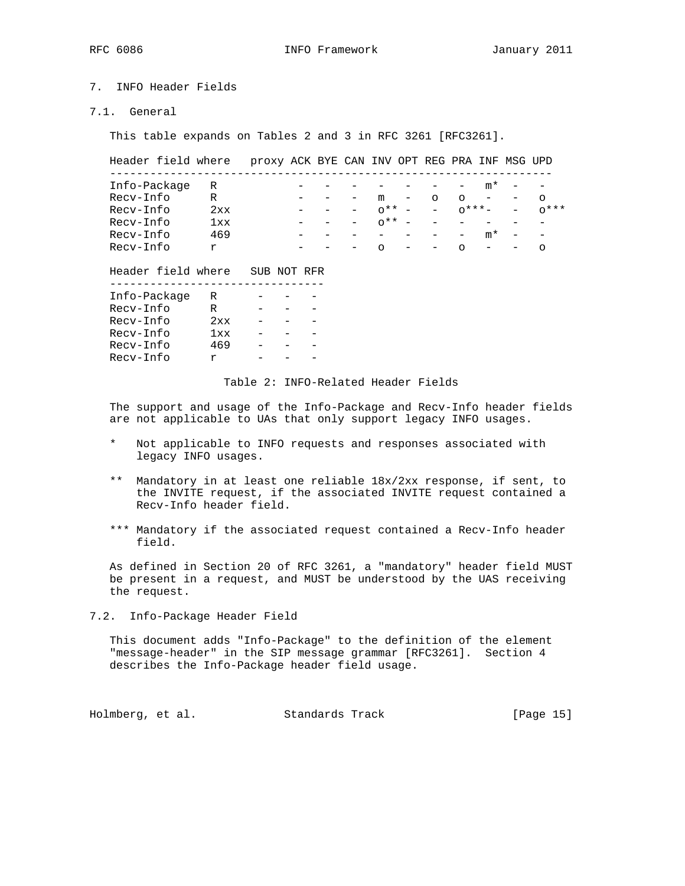## 7. INFO Header Fields

### 7.1. General

This table expands on Tables 2 and 3 in RFC 3261 [RFC3261].

| Header field | where | proxy | ACK | BYE | CAN | INV | OPT | REG | PRA | INF | MSG | UPD |
|---|---|---|---|---|---|---|---|---|---|---|---|---|
| Info-Package | R | | - | - | - | - | - | - | - | m* | - | - |
| Recv-Info | R | | - | - | - | m | - | o | o | - | - | o |
| Recv-Info | 2xx | | - | - | - | o** | - | - | o*** | - | - | o*** |
| Recv-Info | 1xx | | - | - | - | o** | - | - | - | - | - | - |
| Recv-Info | 469 | | - | - | - | - | - | - | - | m* | - | - |
| Recv-Info | r | | - | - | - | o | - | - | o | - | - | o |

| Header field | where | SUB | NOT | RFR |
|---|---|---|---|---|
| Info-Package | R | - | - | - |
| Recv-Info | R | - | - | - |
| Recv-Info | 2xx | - | - | - |
| Recv-Info | 1xx | - | - | - |
| Recv-Info | 469 | - | - | - |
| Recv-Info | r | - | - | - |

Table 2: INFO-Related Header Fields

The support and usage of the Info-Package and Recv-Info header fields are not applicable to UAs that only support legacy INFO usages.

\* Not applicable to INFO requests and responses associated with legacy INFO usages.

\** Mandatory in at least one reliable 18x/2xx response, if sent, to the INVITE request, if the associated INVITE request contained a Recv-Info header field.

\*** Mandatory if the associated request contained a Recv-Info header field.

As defined in Section 20 of RFC 3261, a "mandatory" header field MUST be present in a request, and MUST be understood by the UAS receiving the request.

### 7.2. Info-Package Header Field

This document adds "Info-Package" to the definition of the element "message-header" in the SIP message grammar [RFC3261]. Section 4 describes the Info-Package header field usage.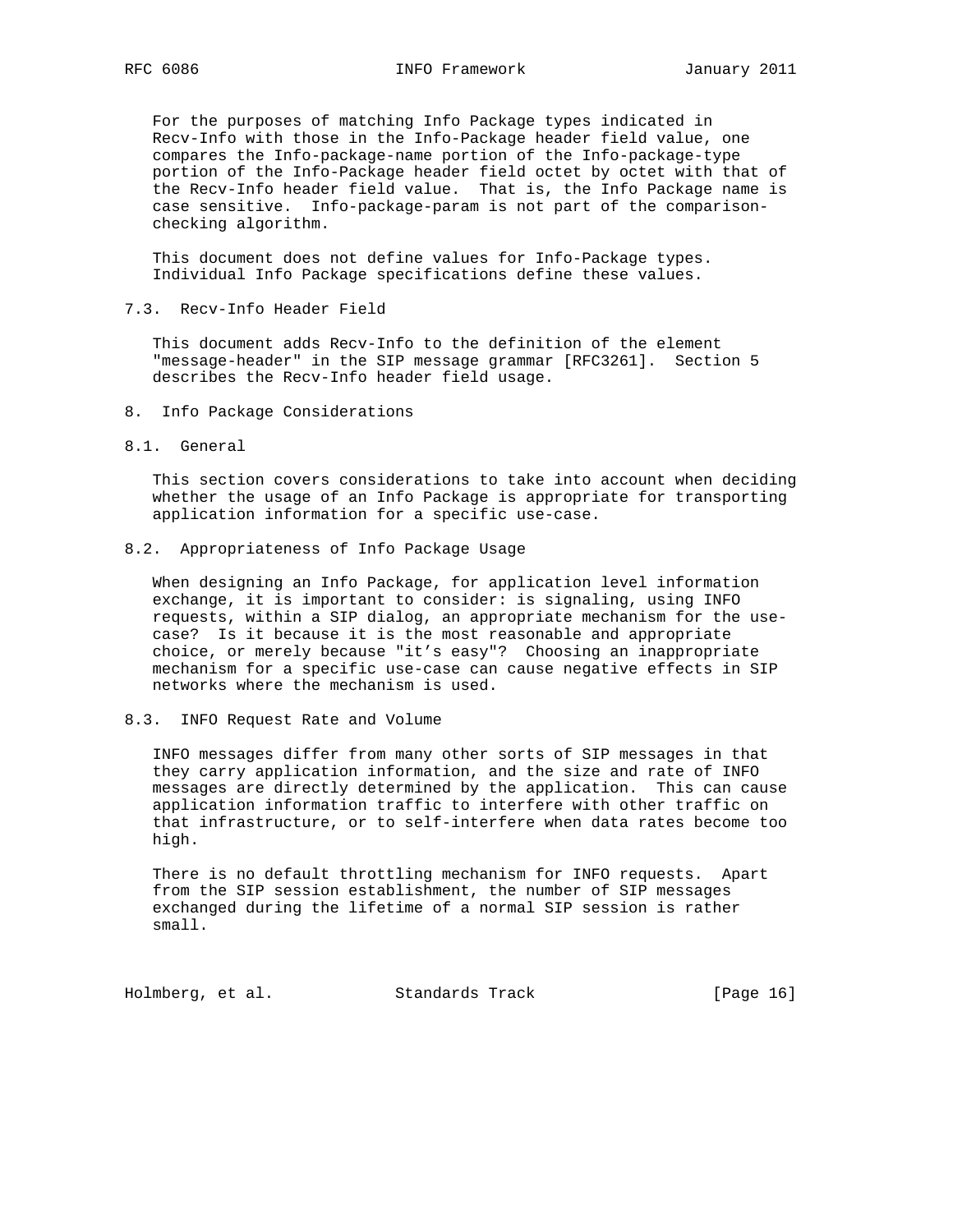For the purposes of matching Info Package types indicated in Recv-Info with those in the Info-Package header field value, one compares the Info-package-name portion of the Info-package-type portion of the Info-Package header field octet by octet with that of the Recv-Info header field value. That is, the Info Package name is case sensitive. Info-package-param is not part of the comparison-checking algorithm.

This document does not define values for Info-Package types. Individual Info Package specifications define these values.

### 7.3. Recv-Info Header Field

This document adds Recv-Info to the definition of the element "message-header" in the SIP message grammar [RFC3261]. Section 5 describes the Recv-Info header field usage.

## 8. Info Package Considerations

### 8.1. General

This section covers considerations to take into account when deciding whether the usage of an Info Package is appropriate for transporting application information for a specific use-case.

### 8.2. Appropriateness of Info Package Usage

When designing an Info Package, for application level information exchange, it is important to consider: is signaling, using INFO requests, within a SIP dialog, an appropriate mechanism for the use-case? Is it because it is the most reasonable and appropriate choice, or merely because "it's easy"? Choosing an inappropriate mechanism for a specific use-case can cause negative effects in SIP networks where the mechanism is used.

### 8.3. INFO Request Rate and Volume

INFO messages differ from many other sorts of SIP messages in that they carry application information, and the size and rate of INFO messages are directly determined by the application. This can cause application information traffic to interfere with other traffic on that infrastructure, or to self-interfere when data rates become too high.

There is no default throttling mechanism for INFO requests. Apart from the SIP session establishment, the number of SIP messages exchanged during the lifetime of a normal SIP session is rather small.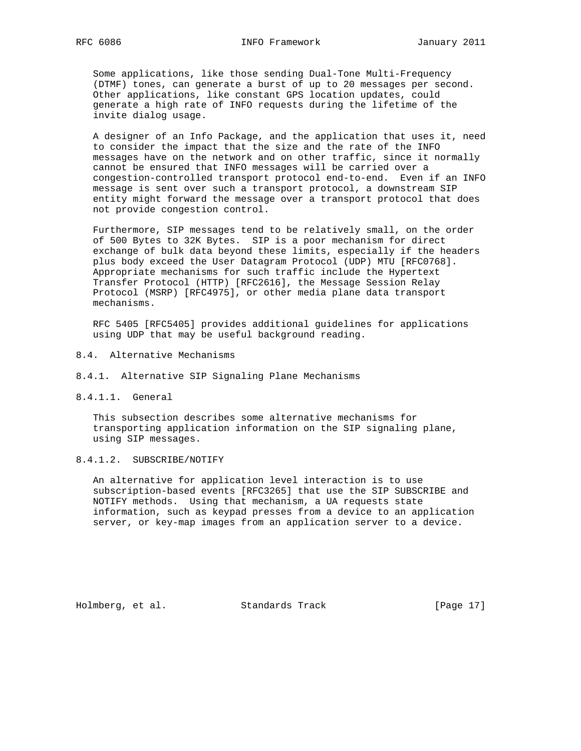Some applications, like those sending Dual-Tone Multi-Frequency (DTMF) tones, can generate a burst of up to 20 messages per second. Other applications, like constant GPS location updates, could generate a high rate of INFO requests during the lifetime of the invite dialog usage.

A designer of an Info Package, and the application that uses it, need to consider the impact that the size and the rate of the INFO messages have on the network and on other traffic, since it normally cannot be ensured that INFO messages will be carried over a congestion-controlled transport protocol end-to-end. Even if an INFO message is sent over such a transport protocol, a downstream SIP entity might forward the message over a transport protocol that does not provide congestion control.

Furthermore, SIP messages tend to be relatively small, on the order of 500 Bytes to 32K Bytes. SIP is a poor mechanism for direct exchange of bulk data beyond these limits, especially if the headers plus body exceed the User Datagram Protocol (UDP) MTU [RFC0768]. Appropriate mechanisms for such traffic include the Hypertext Transfer Protocol (HTTP) [RFC2616], the Message Session Relay Protocol (MSRP) [RFC4975], or other media plane data transport mechanisms.

RFC 5405 [RFC5405] provides additional guidelines for applications using UDP that may be useful background reading.

## 8.4. Alternative Mechanisms

### 8.4.1. Alternative SIP Signaling Plane Mechanisms

#### 8.4.1.1. General

This subsection describes some alternative mechanisms for transporting application information on the SIP signaling plane, using SIP messages.

#### 8.4.1.2. SUBSCRIBE/NOTIFY

An alternative for application level interaction is to use subscription-based events [RFC3265] that use the SIP SUBSCRIBE and NOTIFY methods. Using that mechanism, a UA requests state information, such as keypad presses from a device to an application server, or key-map images from an application server to a device.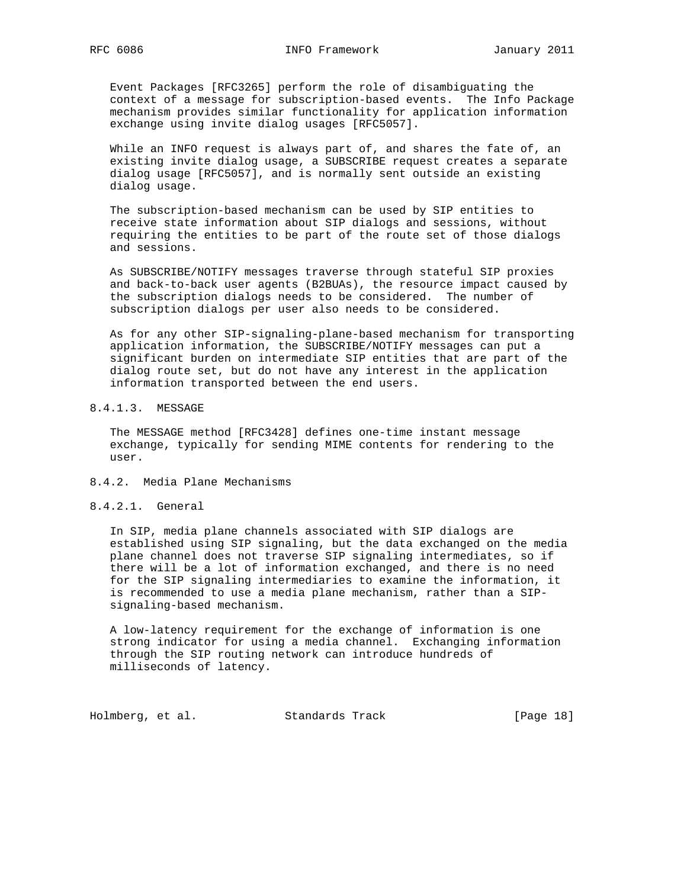Event Packages [RFC3265] perform the role of disambiguating the context of a message for subscription-based events. The Info Package mechanism provides similar functionality for application information exchange using invite dialog usages [RFC5057].

While an INFO request is always part of, and shares the fate of, an existing invite dialog usage, a SUBSCRIBE request creates a separate dialog usage [RFC5057], and is normally sent outside an existing dialog usage.

The subscription-based mechanism can be used by SIP entities to receive state information about SIP dialogs and sessions, without requiring the entities to be part of the route set of those dialogs and sessions.

As SUBSCRIBE/NOTIFY messages traverse through stateful SIP proxies and back-to-back user agents (B2BUAs), the resource impact caused by the subscription dialogs needs to be considered. The number of subscription dialogs per user also needs to be considered.

As for any other SIP-signaling-plane-based mechanism for transporting application information, the SUBSCRIBE/NOTIFY messages can put a significant burden on intermediate SIP entities that are part of the dialog route set, but do not have any interest in the application information transported between the end users.

#### 8.4.1.3. MESSAGE

The MESSAGE method [RFC3428] defines one-time instant message exchange, typically for sending MIME contents for rendering to the user.

### 8.4.2. Media Plane Mechanisms

#### 8.4.2.1. General

In SIP, media plane channels associated with SIP dialogs are established using SIP signaling, but the data exchanged on the media plane channel does not traverse SIP signaling intermediates, so if there will be a lot of information exchanged, and there is no need for the SIP signaling intermediaries to examine the information, it is recommended to use a media plane mechanism, rather than a SIP-signaling-based mechanism.

A low-latency requirement for the exchange of information is one strong indicator for using a media channel. Exchanging information through the SIP routing network can introduce hundreds of milliseconds of latency.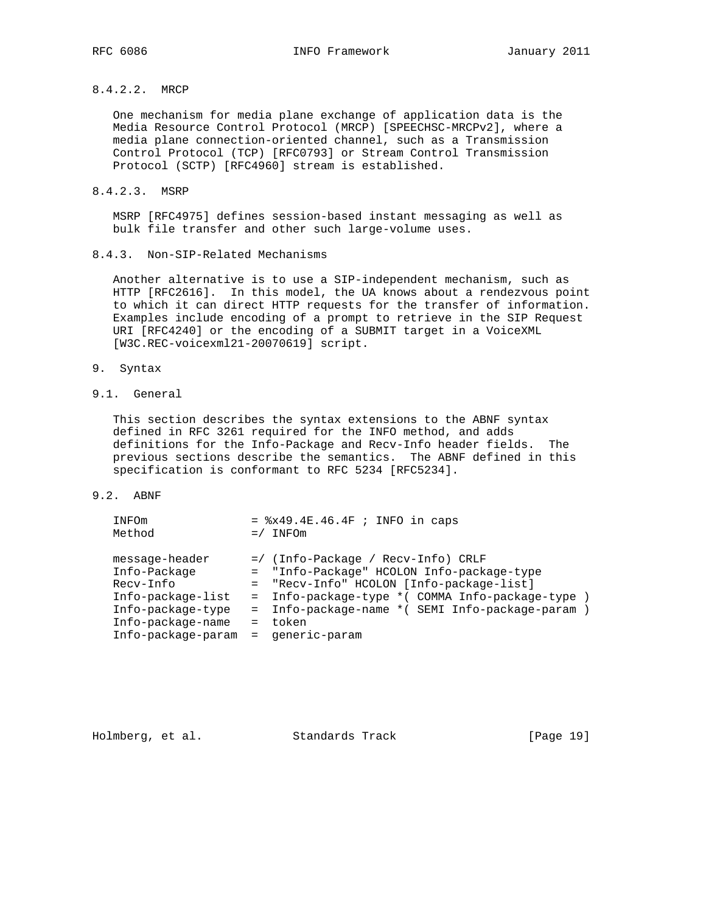#### 8.4.2.2. MRCP

One mechanism for media plane exchange of application data is the Media Resource Control Protocol (MRCP) [SPEECHSC-MRCPv2], where a media plane connection-oriented channel, such as a Transmission Control Protocol (TCP) [RFC0793] or Stream Control Transmission Protocol (SCTP) [RFC4960] stream is established.

#### 8.4.2.3. MSRP

MSRP [RFC4975] defines session-based instant messaging as well as bulk file transfer and other such large-volume uses.

### 8.4.3. Non-SIP-Related Mechanisms

Another alternative is to use a SIP-independent mechanism, such as HTTP [RFC2616]. In this model, the UA knows about a rendezvous point to which it can direct HTTP requests for the transfer of information. Examples include encoding of a prompt to retrieve in the SIP Request URI [RFC4240] or the encoding of a SUBMIT target in a VoiceXML [W3C.REC-voicexml21-20070619] script.

## 9. Syntax

### 9.1. General

This section describes the syntax extensions to the ABNF syntax defined in RFC 3261 required for the INFO method, and adds definitions for the Info-Package and Recv-Info header fields. The previous sections describe the semantics. The ABNF defined in this specification is conformant to RFC 5234 [RFC5234].

### 9.2. ABNF

```
INFOm              = %x49.4E.46.4F ; INFO in caps
Method             =/ INFOm

message-header     =/ (Info-Package / Recv-Info) CRLF
Info-Package       =  "Info-Package" HCOLON Info-package-type
Recv-Info          =  "Recv-Info" HCOLON [Info-package-list]
Info-package-list  =  Info-package-type *( COMMA Info-package-type )
Info-package-type  =  Info-package-name *( SEMI Info-package-param )
Info-package-name  =  token
Info-package-param =  generic-param
```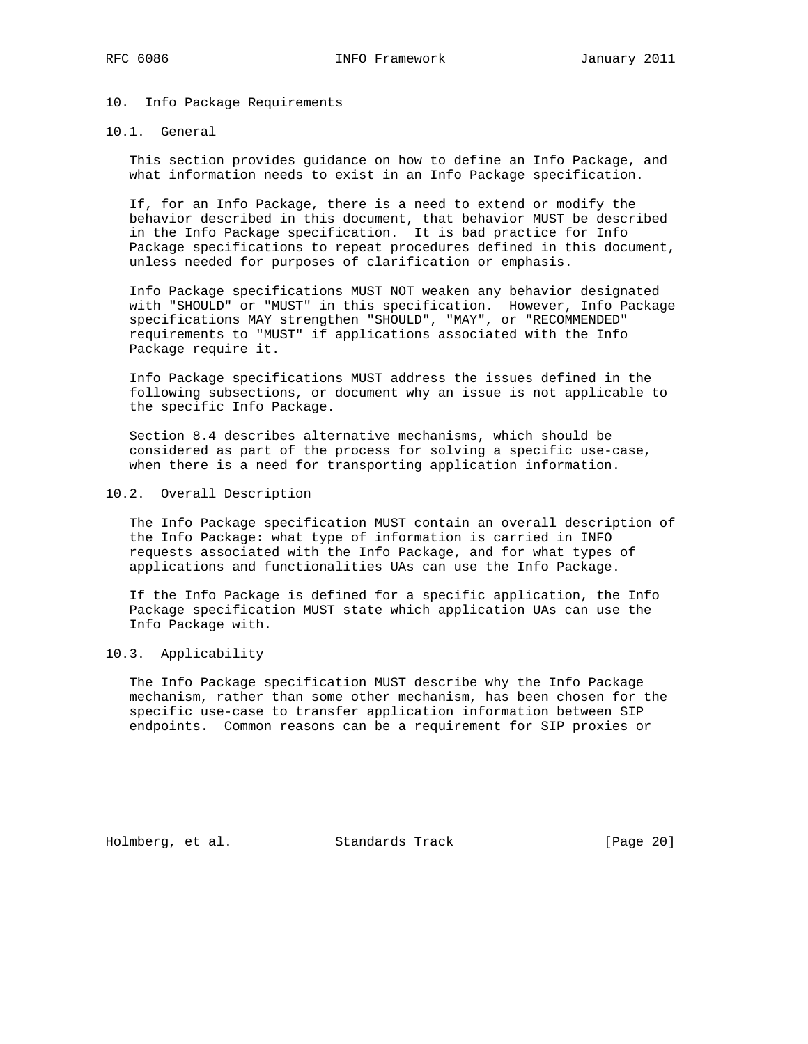## 10. Info Package Requirements

### 10.1. General

This section provides guidance on how to define an Info Package, and what information needs to exist in an Info Package specification.

If, for an Info Package, there is a need to extend or modify the behavior described in this document, that behavior MUST be described in the Info Package specification. It is bad practice for Info Package specifications to repeat procedures defined in this document, unless needed for purposes of clarification or emphasis.

Info Package specifications MUST NOT weaken any behavior designated with "SHOULD" or "MUST" in this specification. However, Info Package specifications MAY strengthen "SHOULD", "MAY", or "RECOMMENDED" requirements to "MUST" if applications associated with the Info Package require it.

Info Package specifications MUST address the issues defined in the following subsections, or document why an issue is not applicable to the specific Info Package.

Section 8.4 describes alternative mechanisms, which should be considered as part of the process for solving a specific use-case, when there is a need for transporting application information.

### 10.2. Overall Description

The Info Package specification MUST contain an overall description of the Info Package: what type of information is carried in INFO requests associated with the Info Package, and for what types of applications and functionalities UAs can use the Info Package.

If the Info Package is defined for a specific application, the Info Package specification MUST state which application UAs can use the Info Package with.

### 10.3. Applicability

The Info Package specification MUST describe why the Info Package mechanism, rather than some other mechanism, has been chosen for the specific use-case to transfer application information between SIP endpoints. Common reasons can be a requirement for SIP proxies or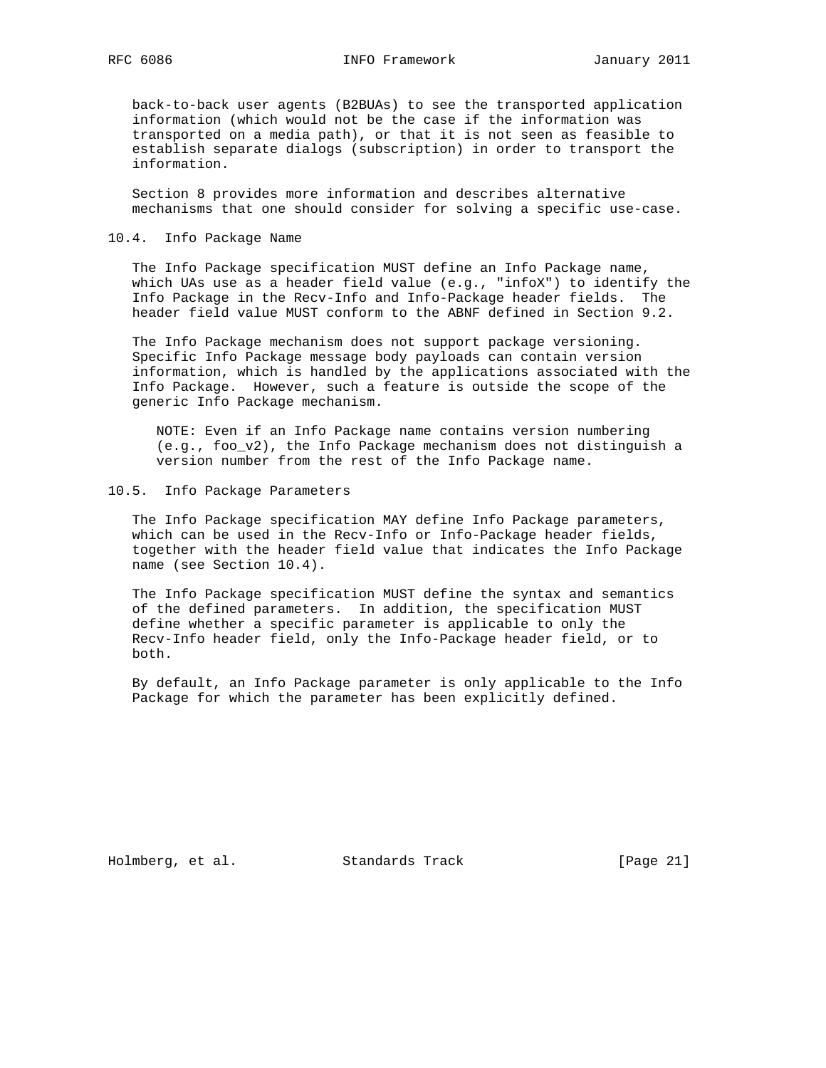back-to-back user agents (B2BUAs) to see the transported application information (which would not be the case if the information was transported on a media path), or that it is not seen as feasible to establish separate dialogs (subscription) in order to transport the information.

Section 8 provides more information and describes alternative mechanisms that one should consider for solving a specific use-case.

### 10.4. Info Package Name

The Info Package specification MUST define an Info Package name, which UAs use as a header field value (e.g., "infoX") to identify the Info Package in the Recv-Info and Info-Package header fields. The header field value MUST conform to the ABNF defined in Section 9.2.

The Info Package mechanism does not support package versioning. Specific Info Package message body payloads can contain version information, which is handled by the applications associated with the Info Package. However, such a feature is outside the scope of the generic Info Package mechanism.

> NOTE: Even if an Info Package name contains version numbering (e.g., foo_v2), the Info Package mechanism does not distinguish a version number from the rest of the Info Package name.

### 10.5. Info Package Parameters

The Info Package specification MAY define Info Package parameters, which can be used in the Recv-Info or Info-Package header fields, together with the header field value that indicates the Info Package name (see Section 10.4).

The Info Package specification MUST define the syntax and semantics of the defined parameters. In addition, the specification MUST define whether a specific parameter is applicable to only the Recv-Info header field, only the Info-Package header field, or to both.

By default, an Info Package parameter is only applicable to the Info Package for which the parameter has been explicitly defined.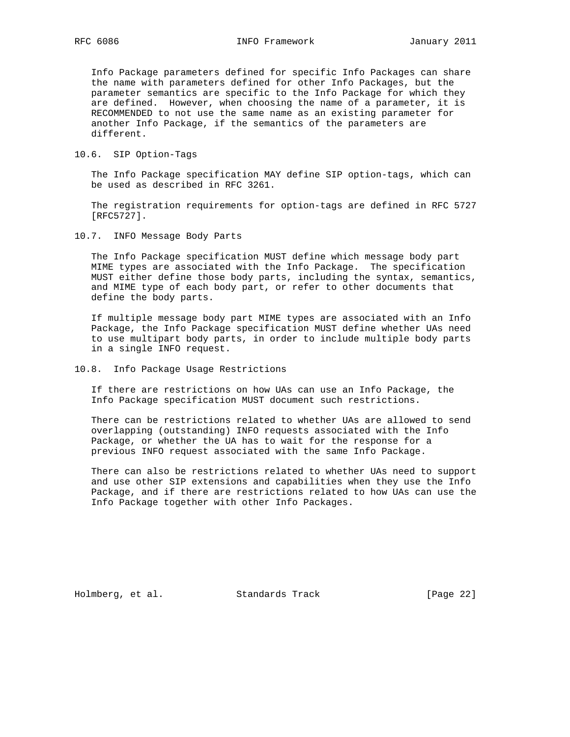Info Package parameters defined for specific Info Packages can share the name with parameters defined for other Info Packages, but the parameter semantics are specific to the Info Package for which they are defined. However, when choosing the name of a parameter, it is RECOMMENDED to not use the same name as an existing parameter for another Info Package, if the semantics of the parameters are different.

### 10.6. SIP Option-Tags

The Info Package specification MAY define SIP option-tags, which can be used as described in RFC 3261.

The registration requirements for option-tags are defined in RFC 5727 [RFC5727].

### 10.7. INFO Message Body Parts

The Info Package specification MUST define which message body part MIME types are associated with the Info Package. The specification MUST either define those body parts, including the syntax, semantics, and MIME type of each body part, or refer to other documents that define the body parts.

If multiple message body part MIME types are associated with an Info Package, the Info Package specification MUST define whether UAs need to use multipart body parts, in order to include multiple body parts in a single INFO request.

### 10.8. Info Package Usage Restrictions

If there are restrictions on how UAs can use an Info Package, the Info Package specification MUST document such restrictions.

There can be restrictions related to whether UAs are allowed to send overlapping (outstanding) INFO requests associated with the Info Package, or whether the UA has to wait for the response for a previous INFO request associated with the same Info Package.

There can also be restrictions related to whether UAs need to support and use other SIP extensions and capabilities when they use the Info Package, and if there are restrictions related to how UAs can use the Info Package together with other Info Packages.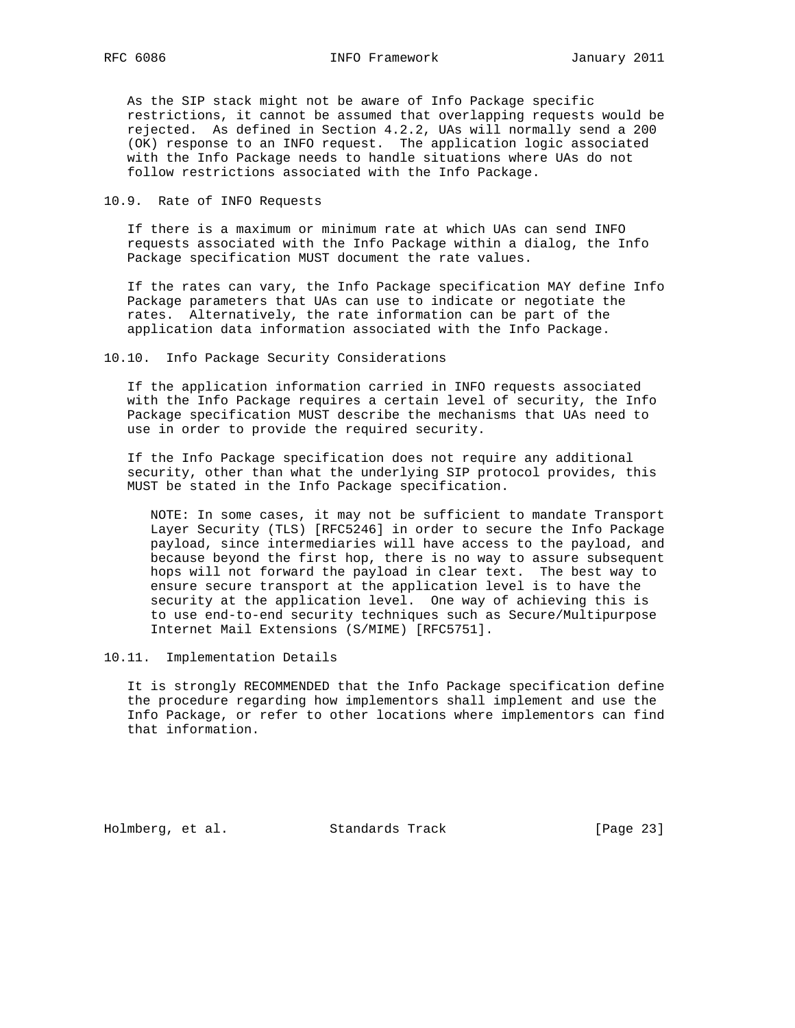As the SIP stack might not be aware of Info Package specific restrictions, it cannot be assumed that overlapping requests would be rejected. As defined in Section 4.2.2, UAs will normally send a 200 (OK) response to an INFO request. The application logic associated with the Info Package needs to handle situations where UAs do not follow restrictions associated with the Info Package.

### 10.9. Rate of INFO Requests

If there is a maximum or minimum rate at which UAs can send INFO requests associated with the Info Package within a dialog, the Info Package specification MUST document the rate values.

If the rates can vary, the Info Package specification MAY define Info Package parameters that UAs can use to indicate or negotiate the rates. Alternatively, the rate information can be part of the application data information associated with the Info Package.

### 10.10. Info Package Security Considerations

If the application information carried in INFO requests associated with the Info Package requires a certain level of security, the Info Package specification MUST describe the mechanisms that UAs need to use in order to provide the required security.

If the Info Package specification does not require any additional security, other than what the underlying SIP protocol provides, this MUST be stated in the Info Package specification.

> NOTE: In some cases, it may not be sufficient to mandate Transport Layer Security (TLS) [RFC5246] in order to secure the Info Package payload, since intermediaries will have access to the payload, and because beyond the first hop, there is no way to assure subsequent hops will not forward the payload in clear text. The best way to ensure secure transport at the application level is to have the security at the application level. One way of achieving this is to use end-to-end security techniques such as Secure/Multipurpose Internet Mail Extensions (S/MIME) [RFC5751].

### 10.11. Implementation Details

It is strongly RECOMMENDED that the Info Package specification define the procedure regarding how implementors shall implement and use the Info Package, or refer to other locations where implementors can find that information.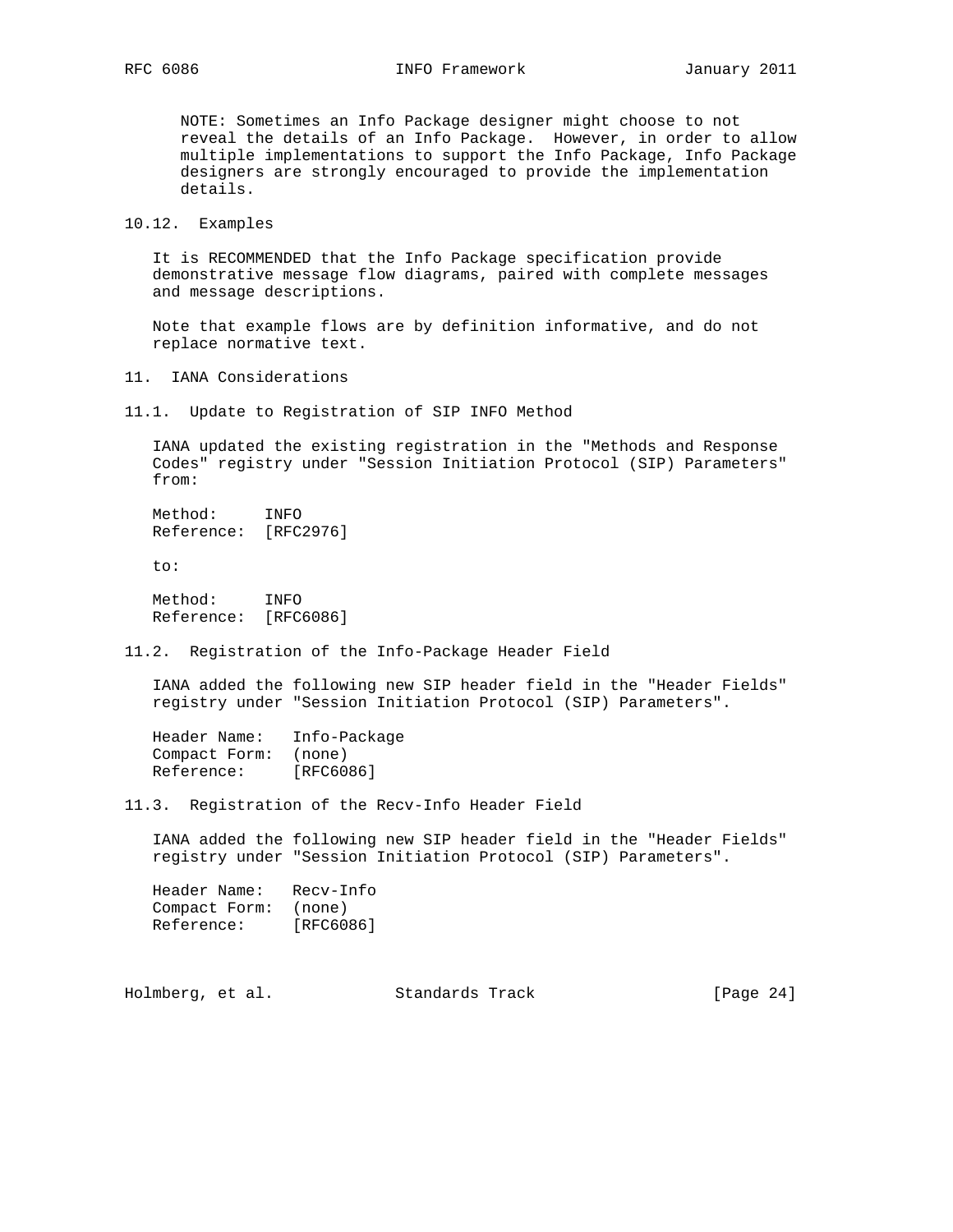NOTE: Sometimes an Info Package designer might choose to not reveal the details of an Info Package. However, in order to allow multiple implementations to support the Info Package, Info Package designers are strongly encouraged to provide the implementation details.

### 10.12. Examples

It is RECOMMENDED that the Info Package specification provide demonstrative message flow diagrams, paired with complete messages and message descriptions.

Note that example flows are by definition informative, and do not replace normative text.

## 11. IANA Considerations

### 11.1. Update to Registration of SIP INFO Method

IANA updated the existing registration in the "Methods and Response Codes" registry under "Session Initiation Protocol (SIP) Parameters" from:

```
Method:     INFO
Reference:  [RFC2976]
```

to:

```
Method:     INFO
Reference:  [RFC6086]
```

### 11.2. Registration of the Info-Package Header Field

IANA added the following new SIP header field in the "Header Fields" registry under "Session Initiation Protocol (SIP) Parameters".

```
Header Name:   Info-Package
Compact Form:  (none)
Reference:     [RFC6086]
```

### 11.3. Registration of the Recv-Info Header Field

IANA added the following new SIP header field in the "Header Fields" registry under "Session Initiation Protocol (SIP) Parameters".

```
Header Name:   Recv-Info
Compact Form:  (none)
Reference:     [RFC6086]
```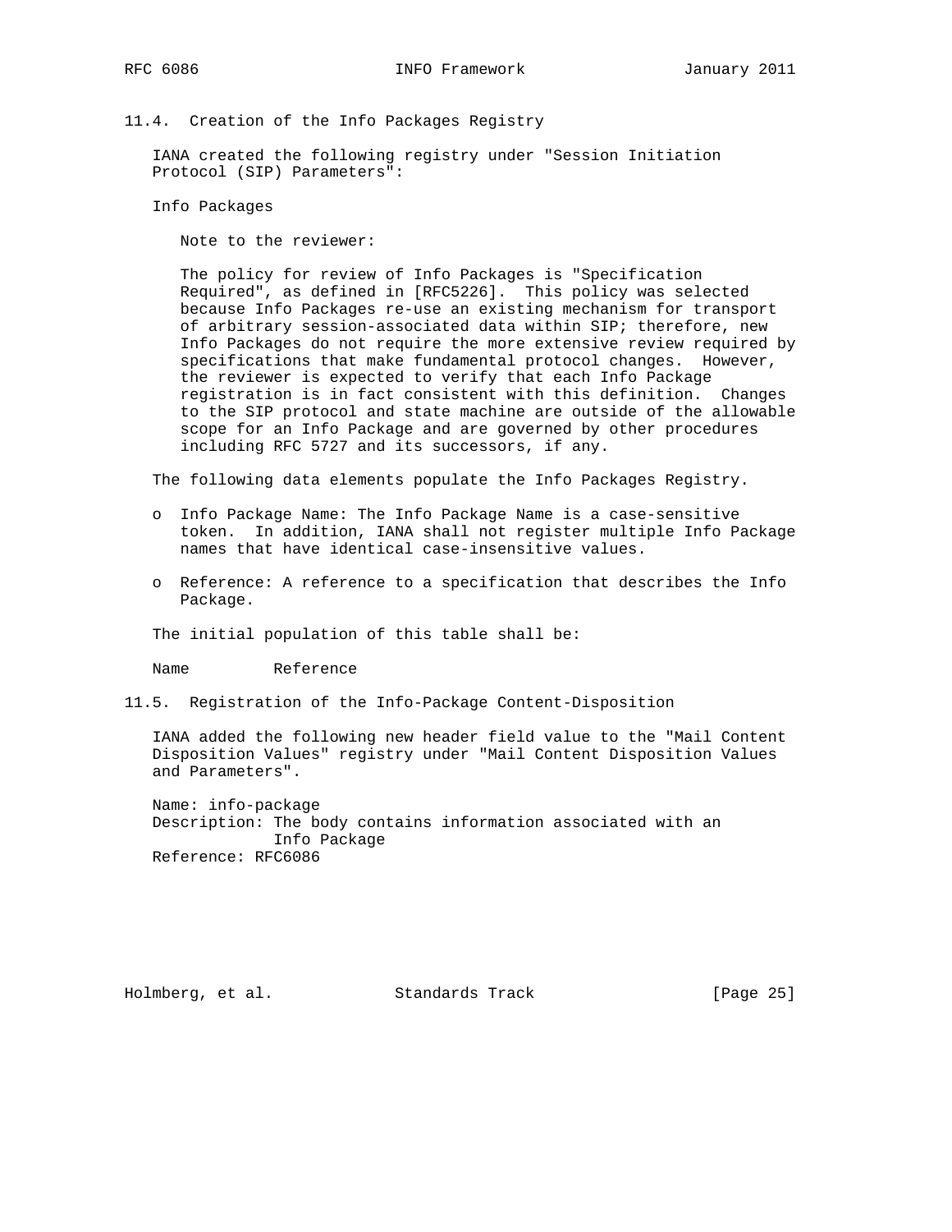### 11.4. Creation of the Info Packages Registry

IANA created the following registry under "Session Initiation Protocol (SIP) Parameters":

Info Packages

> Note to the reviewer:
>
> The policy for review of Info Packages is "Specification Required", as defined in [RFC5226]. This policy was selected because Info Packages re-use an existing mechanism for transport of arbitrary session-associated data within SIP; therefore, new Info Packages do not require the more extensive review required by specifications that make fundamental protocol changes. However, the reviewer is expected to verify that each Info Package registration is in fact consistent with this definition. Changes to the SIP protocol and state machine are outside of the allowable scope for an Info Package and are governed by other procedures including RFC 5727 and its successors, if any.

The following data elements populate the Info Packages Registry.

- Info Package Name: The Info Package Name is a case-sensitive token. In addition, IANA shall not register multiple Info Package names that have identical case-insensitive values.
- Reference: A reference to a specification that describes the Info Package.

The initial population of this table shall be:

| Name | Reference |
| --- | --- |

### 11.5. Registration of the Info-Package Content-Disposition

IANA added the following new header field value to the "Mail Content Disposition Values" registry under "Mail Content Disposition Values and Parameters".

```
Name: info-package
Description: The body contains information associated with an
             Info Package
Reference: RFC6086
```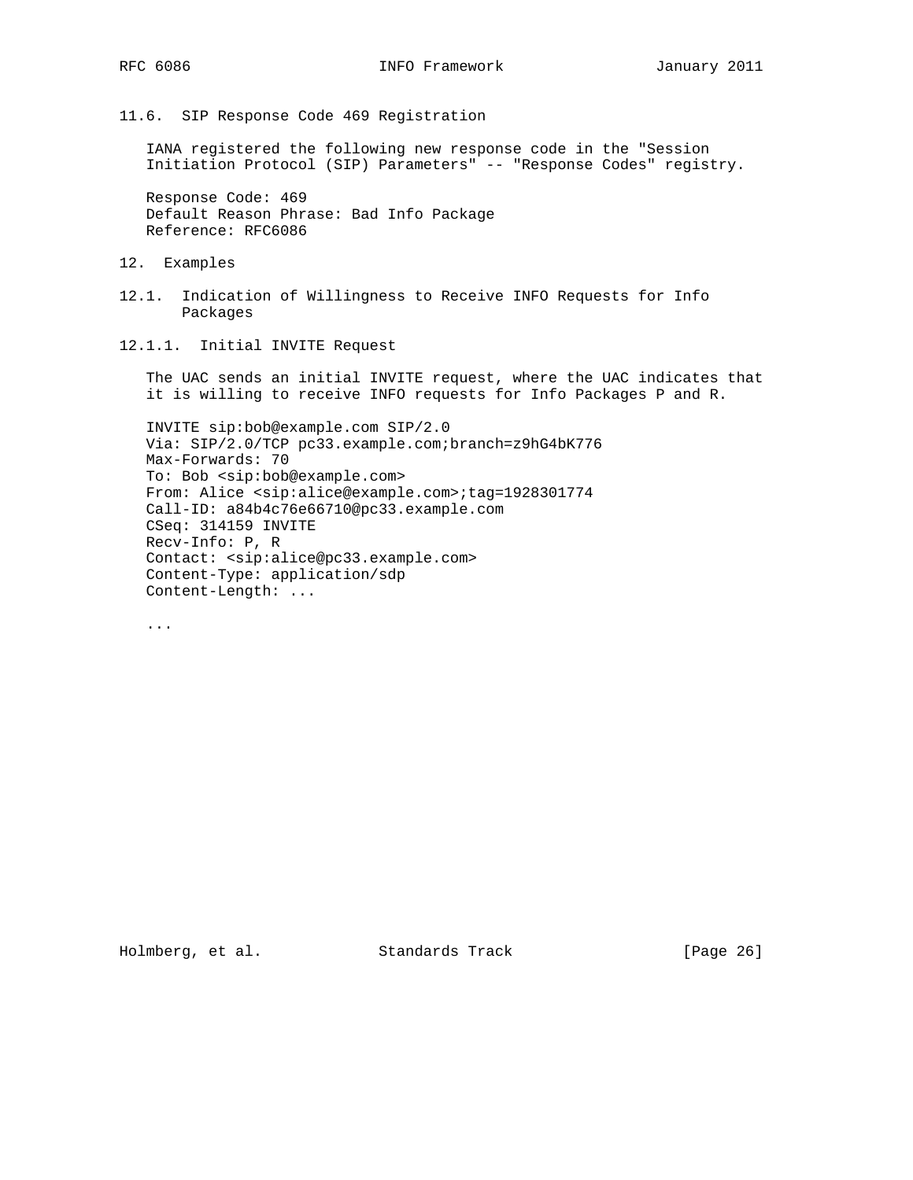### 11.6. SIP Response Code 469 Registration

IANA registered the following new response code in the "Session Initiation Protocol (SIP) Parameters" -- "Response Codes" registry.

Response Code: 469
Default Reason Phrase: Bad Info Package
Reference: RFC6086

## 12. Examples

### 12.1. Indication of Willingness to Receive INFO Requests for Info Packages

#### 12.1.1. Initial INVITE Request

The UAC sends an initial INVITE request, where the UAC indicates that it is willing to receive INFO requests for Info Packages P and R.

```
INVITE sip:bob@example.com SIP/2.0
Via: SIP/2.0/TCP pc33.example.com;branch=z9hG4bK776
Max-Forwards: 70
To: Bob <sip:bob@example.com>
From: Alice <sip:alice@example.com>;tag=1928301774
Call-ID: a84b4c76e66710@pc33.example.com
CSeq: 314159 INVITE
Recv-Info: P, R
Contact: <sip:alice@pc33.example.com>
Content-Type: application/sdp
Content-Length: ...

...
```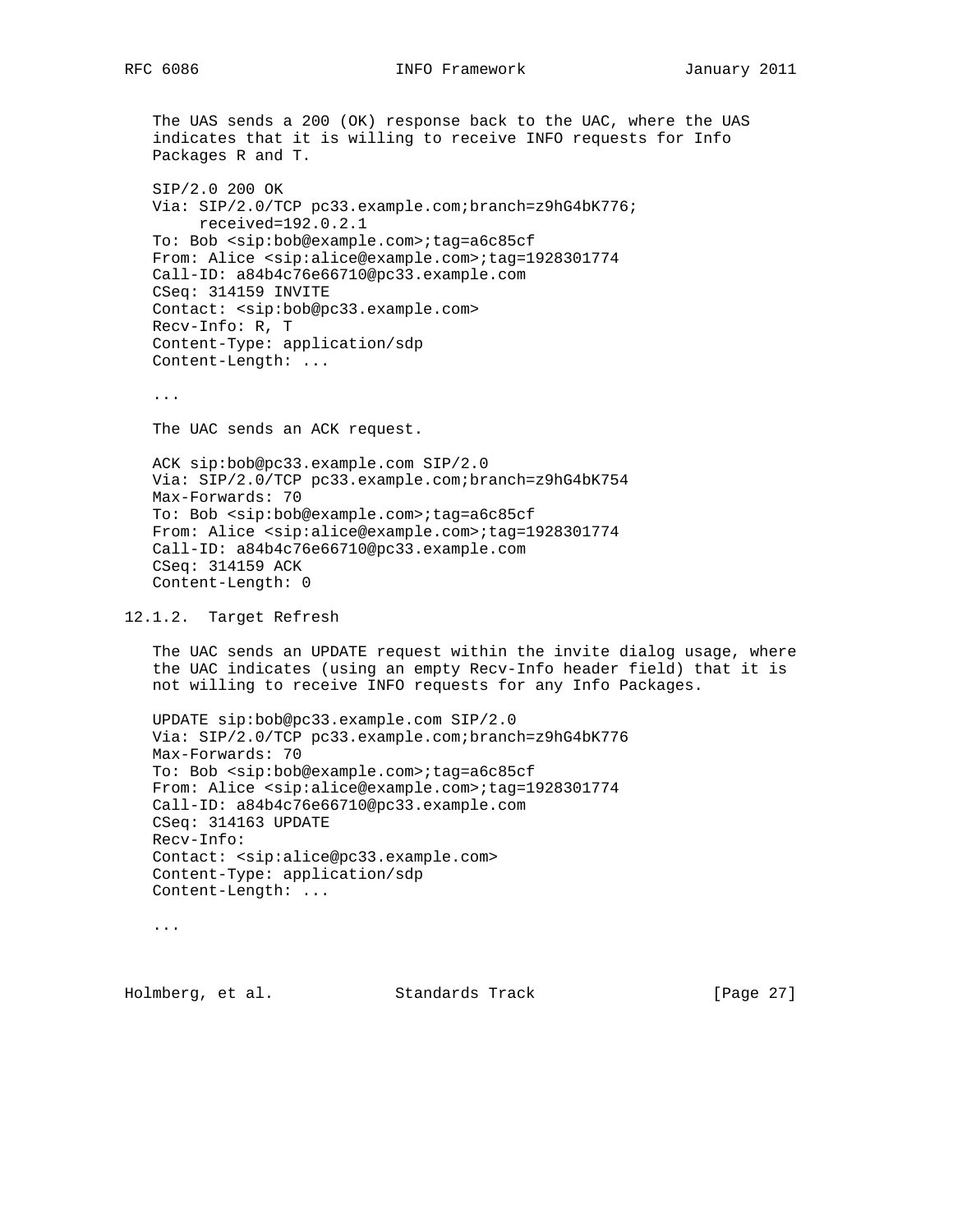The UAS sends a 200 (OK) response back to the UAC, where the UAS indicates that it is willing to receive INFO requests for Info Packages R and T.

```
SIP/2.0 200 OK
Via: SIP/2.0/TCP pc33.example.com;branch=z9hG4bK776;
     received=192.0.2.1
To: Bob <sip:bob@example.com>;tag=a6c85cf
From: Alice <sip:alice@example.com>;tag=1928301774
Call-ID: a84b4c76e66710@pc33.example.com
CSeq: 314159 INVITE
Contact: <sip:bob@pc33.example.com>
Recv-Info: R, T
Content-Type: application/sdp
Content-Length: ...

...
```

The UAC sends an ACK request.

```
ACK sip:bob@pc33.example.com SIP/2.0
Via: SIP/2.0/TCP pc33.example.com;branch=z9hG4bK754
Max-Forwards: 70
To: Bob <sip:bob@example.com>;tag=a6c85cf
From: Alice <sip:alice@example.com>;tag=1928301774
Call-ID: a84b4c76e66710@pc33.example.com
CSeq: 314159 ACK
Content-Length: 0
```

### 12.1.2. Target Refresh

The UAC sends an UPDATE request within the invite dialog usage, where the UAC indicates (using an empty Recv-Info header field) that it is not willing to receive INFO requests for any Info Packages.

```
UPDATE sip:bob@pc33.example.com SIP/2.0
Via: SIP/2.0/TCP pc33.example.com;branch=z9hG4bK776
Max-Forwards: 70
To: Bob <sip:bob@example.com>;tag=a6c85cf
From: Alice <sip:alice@example.com>;tag=1928301774
Call-ID: a84b4c76e66710@pc33.example.com
CSeq: 314163 UPDATE
Recv-Info:
Contact: <sip:alice@pc33.example.com>
Content-Type: application/sdp
Content-Length: ...

...
```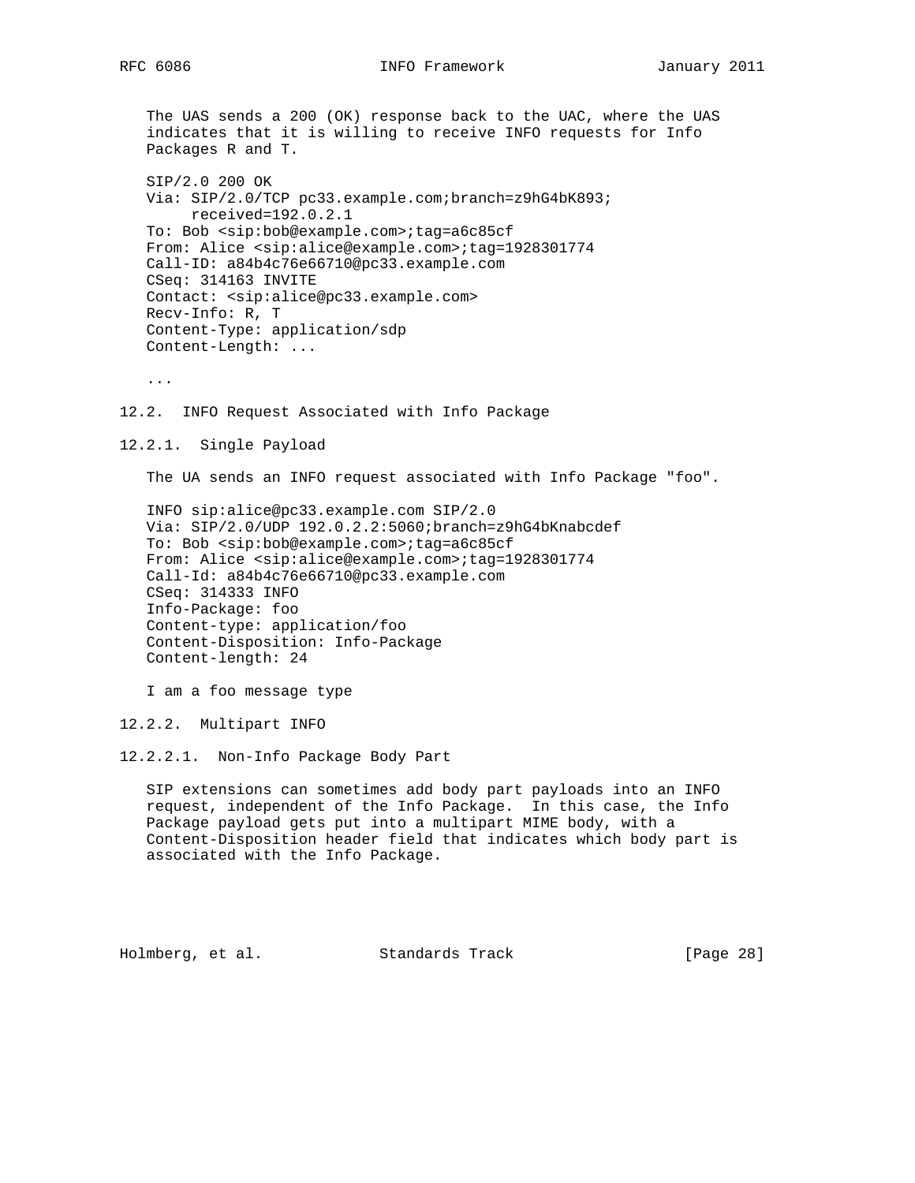The UAS sends a 200 (OK) response back to the UAC, where the UAS indicates that it is willing to receive INFO requests for Info Packages R and T.

```
SIP/2.0 200 OK
Via: SIP/2.0/TCP pc33.example.com;branch=z9hG4bK893;
     received=192.0.2.1
To: Bob <sip:bob@example.com>;tag=a6c85cf
From: Alice <sip:alice@example.com>;tag=1928301774
Call-ID: a84b4c76e66710@pc33.example.com
CSeq: 314163 INVITE
Contact: <sip:alice@pc33.example.com>
Recv-Info: R, T
Content-Type: application/sdp
Content-Length: ...

...
```

### 12.2. INFO Request Associated with Info Package

#### 12.2.1. Single Payload

The UA sends an INFO request associated with Info Package "foo".

```
INFO sip:alice@pc33.example.com SIP/2.0
Via: SIP/2.0/UDP 192.0.2.2:5060;branch=z9hG4bKnabcdef
To: Bob <sip:bob@example.com>;tag=a6c85cf
From: Alice <sip:alice@example.com>;tag=1928301774
Call-Id: a84b4c76e66710@pc33.example.com
CSeq: 314333 INFO
Info-Package: foo
Content-type: application/foo
Content-Disposition: Info-Package
Content-length: 24

I am a foo message type
```

#### 12.2.2. Multipart INFO

##### 12.2.2.1. Non-Info Package Body Part

SIP extensions can sometimes add body part payloads into an INFO request, independent of the Info Package. In this case, the Info Package payload gets put into a multipart MIME body, with a Content-Disposition header field that indicates which body part is associated with the Info Package.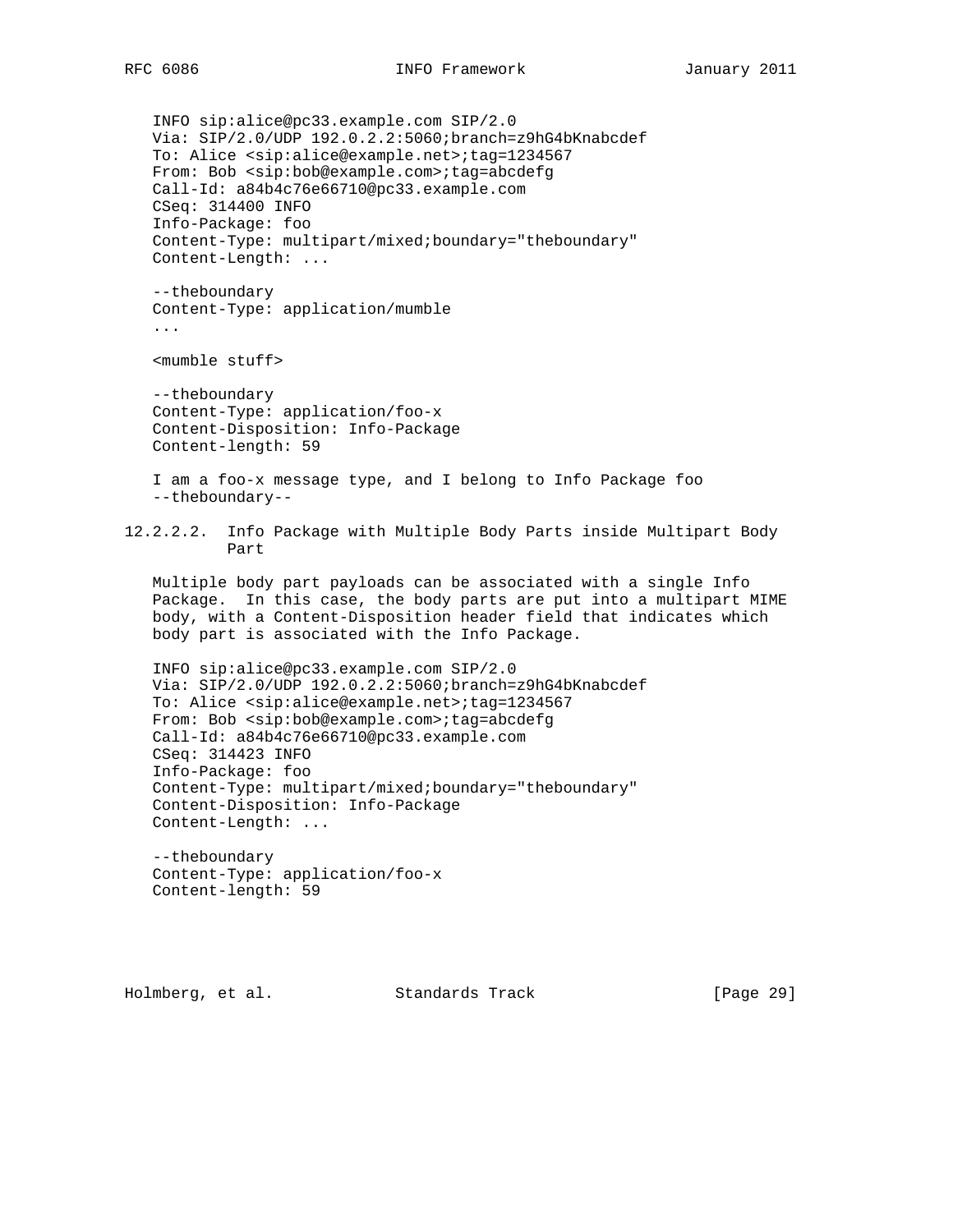```
INFO sip:alice@pc33.example.com SIP/2.0
Via: SIP/2.0/UDP 192.0.2.2:5060;branch=z9hG4bKnabcdef
To: Alice <sip:alice@example.net>;tag=1234567
From: Bob <sip:bob@example.com>;tag=abcdefg
Call-Id: a84b4c76e66710@pc33.example.com
CSeq: 314400 INFO
Info-Package: foo
Content-Type: multipart/mixed;boundary="theboundary"
Content-Length: ...

--theboundary
Content-Type: application/mumble
...

<mumble stuff>

--theboundary
Content-Type: application/foo-x
Content-Disposition: Info-Package
Content-length: 59

I am a foo-x message type, and I belong to Info Package foo
--theboundary--
```

##### 12.2.2.2. Info Package with Multiple Body Parts inside Multipart Body Part

Multiple body part payloads can be associated with a single Info Package. In this case, the body parts are put into a multipart MIME body, with a Content-Disposition header field that indicates which body part is associated with the Info Package.

```
INFO sip:alice@pc33.example.com SIP/2.0
Via: SIP/2.0/UDP 192.0.2.2:5060;branch=z9hG4bKnabcdef
To: Alice <sip:alice@example.net>;tag=1234567
From: Bob <sip:bob@example.com>;tag=abcdefg
Call-Id: a84b4c76e66710@pc33.example.com
CSeq: 314423 INFO
Info-Package: foo
Content-Type: multipart/mixed;boundary="theboundary"
Content-Disposition: Info-Package
Content-Length: ...

--theboundary
Content-Type: application/foo-x
Content-length: 59
```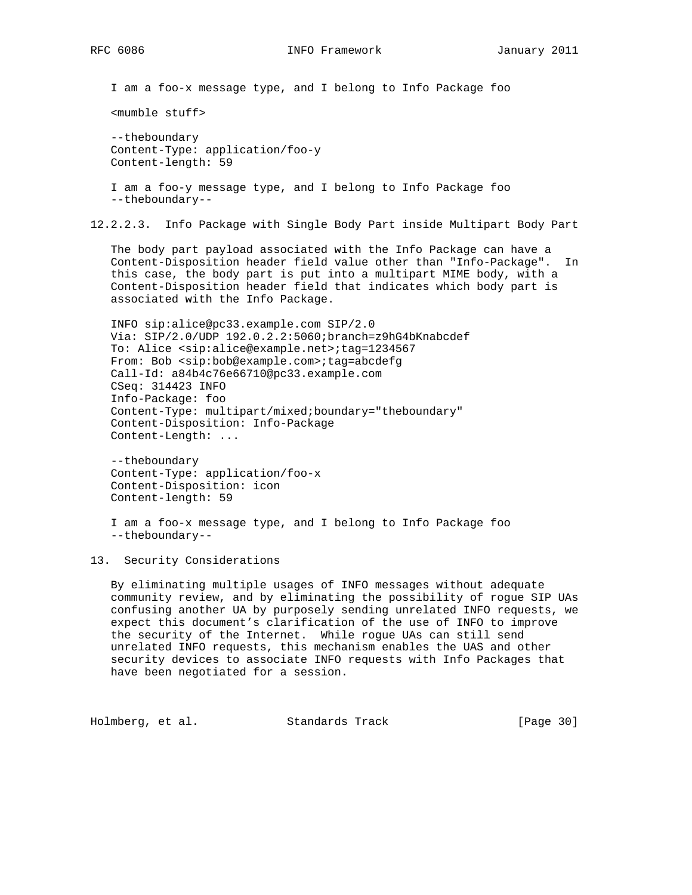```
I am a foo-x message type, and I belong to Info Package foo

<mumble stuff>

--theboundary
Content-Type: application/foo-y
Content-length: 59

I am a foo-y message type, and I belong to Info Package foo
--theboundary--
```

#### 12.2.2.3. Info Package with Single Body Part inside Multipart Body Part

The body part payload associated with the Info Package can have a Content-Disposition header field value other than "Info-Package". In this case, the body part is put into a multipart MIME body, with a Content-Disposition header field that indicates which body part is associated with the Info Package.

```
INFO sip:alice@pc33.example.com SIP/2.0
Via: SIP/2.0/UDP 192.0.2.2:5060;branch=z9hG4bKnabcdef
To: Alice <sip:alice@example.net>;tag=1234567
From: Bob <sip:bob@example.com>;tag=abcdefg
Call-Id: a84b4c76e66710@pc33.example.com
CSeq: 314423 INFO
Info-Package: foo
Content-Type: multipart/mixed;boundary="theboundary"
Content-Disposition: Info-Package
Content-Length: ...

--theboundary
Content-Type: application/foo-x
Content-Disposition: icon
Content-length: 59

I am a foo-x message type, and I belong to Info Package foo
--theboundary--
```

## 13. Security Considerations

By eliminating multiple usages of INFO messages without adequate community review, and by eliminating the possibility of rogue SIP UAs confusing another UA by purposely sending unrelated INFO requests, we expect this document's clarification of the use of INFO to improve the security of the Internet. While rogue UAs can still send unrelated INFO requests, this mechanism enables the UAS and other security devices to associate INFO requests with Info Packages that have been negotiated for a session.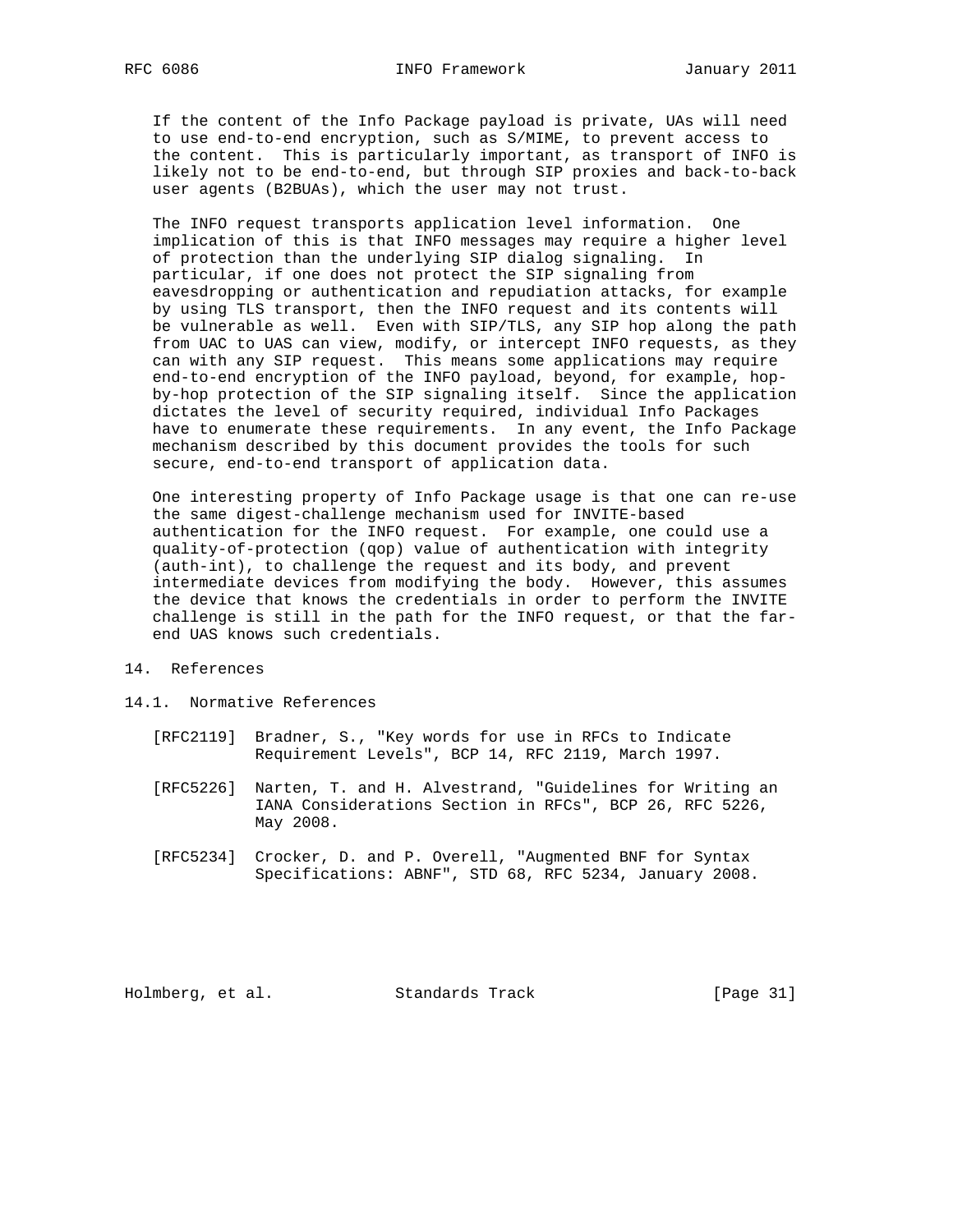If the content of the Info Package payload is private, UAs will need to use end-to-end encryption, such as S/MIME, to prevent access to the content. This is particularly important, as transport of INFO is likely not to be end-to-end, but through SIP proxies and back-to-back user agents (B2BUAs), which the user may not trust.

The INFO request transports application level information. One implication of this is that INFO messages may require a higher level of protection than the underlying SIP dialog signaling. In particular, if one does not protect the SIP signaling from eavesdropping or authentication and repudiation attacks, for example by using TLS transport, then the INFO request and its contents will be vulnerable as well. Even with SIP/TLS, any SIP hop along the path from UAC to UAS can view, modify, or intercept INFO requests, as they can with any SIP request. This means some applications may require end-to-end encryption of the INFO payload, beyond, for example, hop-by-hop protection of the SIP signaling itself. Since the application dictates the level of security required, individual Info Packages have to enumerate these requirements. In any event, the Info Package mechanism described by this document provides the tools for such secure, end-to-end transport of application data.

One interesting property of Info Package usage is that one can re-use the same digest-challenge mechanism used for INVITE-based authentication for the INFO request. For example, one could use a quality-of-protection (qop) value of authentication with integrity (auth-int), to challenge the request and its body, and prevent intermediate devices from modifying the body. However, this assumes the device that knows the credentials in order to perform the INVITE challenge is still in the path for the INFO request, or that the far-end UAS knows such credentials.

## 14. References

### 14.1. Normative References

[RFC2119] Bradner, S., "Key words for use in RFCs to Indicate Requirement Levels", BCP 14, RFC 2119, March 1997.

[RFC5226] Narten, T. and H. Alvestrand, "Guidelines for Writing an IANA Considerations Section in RFCs", BCP 26, RFC 5226, May 2008.

[RFC5234] Crocker, D. and P. Overell, "Augmented BNF for Syntax Specifications: ABNF", STD 68, RFC 5234, January 2008.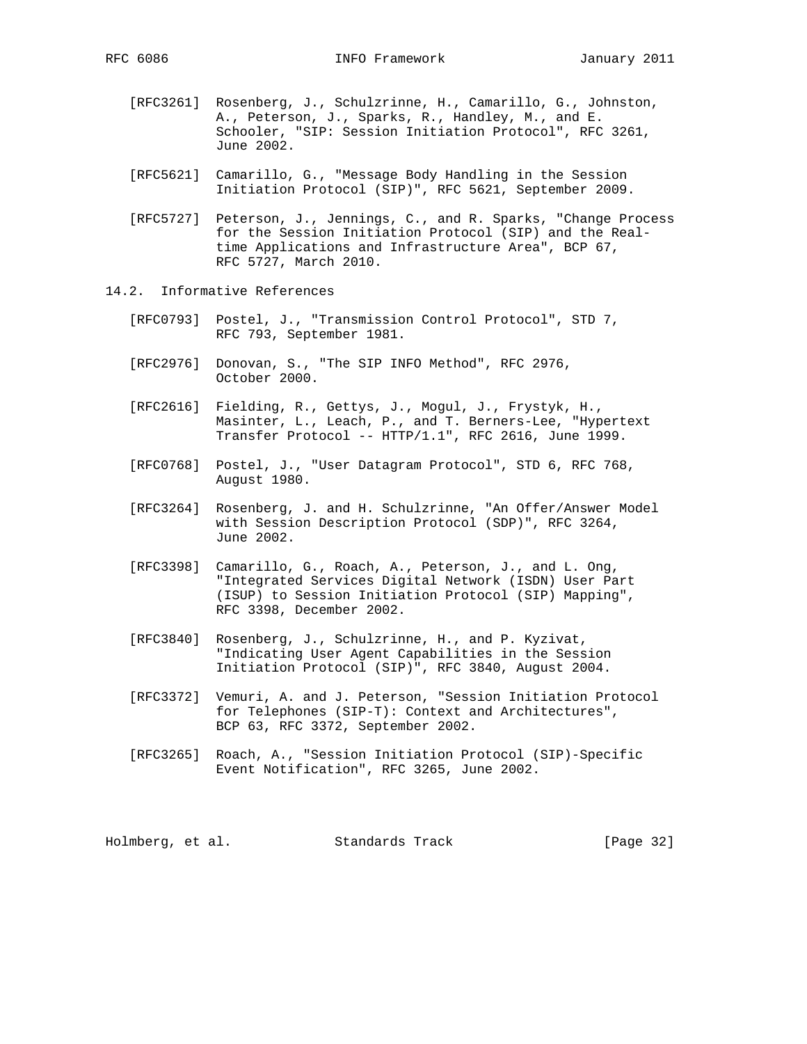[RFC3261] Rosenberg, J., Schulzrinne, H., Camarillo, G., Johnston, A., Peterson, J., Sparks, R., Handley, M., and E. Schooler, "SIP: Session Initiation Protocol", RFC 3261, June 2002.

[RFC5621] Camarillo, G., "Message Body Handling in the Session Initiation Protocol (SIP)", RFC 5621, September 2009.

[RFC5727] Peterson, J., Jennings, C., and R. Sparks, "Change Process for the Session Initiation Protocol (SIP) and the Real-time Applications and Infrastructure Area", BCP 67, RFC 5727, March 2010.

### 14.2. Informative References

[RFC0793] Postel, J., "Transmission Control Protocol", STD 7, RFC 793, September 1981.

[RFC2976] Donovan, S., "The SIP INFO Method", RFC 2976, October 2000.

[RFC2616] Fielding, R., Gettys, J., Mogul, J., Frystyk, H., Masinter, L., Leach, P., and T. Berners-Lee, "Hypertext Transfer Protocol -- HTTP/1.1", RFC 2616, June 1999.

[RFC0768] Postel, J., "User Datagram Protocol", STD 6, RFC 768, August 1980.

[RFC3264] Rosenberg, J. and H. Schulzrinne, "An Offer/Answer Model with Session Description Protocol (SDP)", RFC 3264, June 2002.

[RFC3398] Camarillo, G., Roach, A., Peterson, J., and L. Ong, "Integrated Services Digital Network (ISDN) User Part (ISUP) to Session Initiation Protocol (SIP) Mapping", RFC 3398, December 2002.

[RFC3840] Rosenberg, J., Schulzrinne, H., and P. Kyzivat, "Indicating User Agent Capabilities in the Session Initiation Protocol (SIP)", RFC 3840, August 2004.

[RFC3372] Vemuri, A. and J. Peterson, "Session Initiation Protocol for Telephones (SIP-T): Context and Architectures", BCP 63, RFC 3372, September 2002.

[RFC3265] Roach, A., "Session Initiation Protocol (SIP)-Specific Event Notification", RFC 3265, June 2002.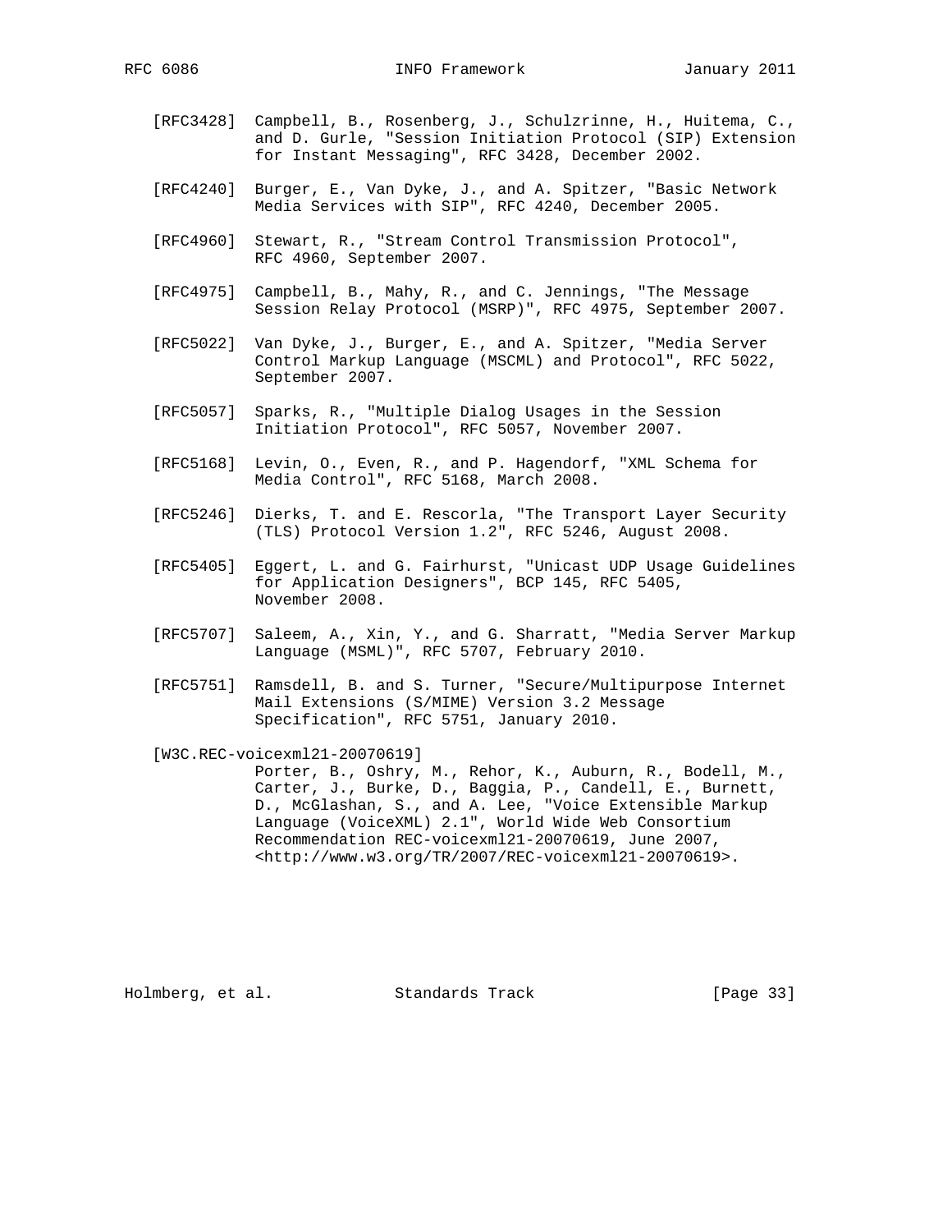[RFC3428] Campbell, B., Rosenberg, J., Schulzrinne, H., Huitema, C., and D. Gurle, "Session Initiation Protocol (SIP) Extension for Instant Messaging", RFC 3428, December 2002.

[RFC4240] Burger, E., Van Dyke, J., and A. Spitzer, "Basic Network Media Services with SIP", RFC 4240, December 2005.

[RFC4960] Stewart, R., "Stream Control Transmission Protocol", RFC 4960, September 2007.

[RFC4975] Campbell, B., Mahy, R., and C. Jennings, "The Message Session Relay Protocol (MSRP)", RFC 4975, September 2007.

[RFC5022] Van Dyke, J., Burger, E., and A. Spitzer, "Media Server Control Markup Language (MSCML) and Protocol", RFC 5022, September 2007.

[RFC5057] Sparks, R., "Multiple Dialog Usages in the Session Initiation Protocol", RFC 5057, November 2007.

[RFC5168] Levin, O., Even, R., and P. Hagendorf, "XML Schema for Media Control", RFC 5168, March 2008.

[RFC5246] Dierks, T. and E. Rescorla, "The Transport Layer Security (TLS) Protocol Version 1.2", RFC 5246, August 2008.

[RFC5405] Eggert, L. and G. Fairhurst, "Unicast UDP Usage Guidelines for Application Designers", BCP 145, RFC 5405, November 2008.

[RFC5707] Saleem, A., Xin, Y., and G. Sharratt, "Media Server Markup Language (MSML)", RFC 5707, February 2010.

[RFC5751] Ramsdell, B. and S. Turner, "Secure/Multipurpose Internet Mail Extensions (S/MIME) Version 3.2 Message Specification", RFC 5751, January 2010.

[W3C.REC-voicexml21-20070619]
Porter, B., Oshry, M., Rehor, K., Auburn, R., Bodell, M., Carter, J., Burke, D., Baggia, P., Candell, E., Burnett, D., McGlashan, S., and A. Lee, "Voice Extensible Markup Language (VoiceXML) 2.1", World Wide Web Consortium Recommendation REC-voicexml21-20070619, June 2007, <http://www.w3.org/TR/2007/REC-voicexml21-20070619>.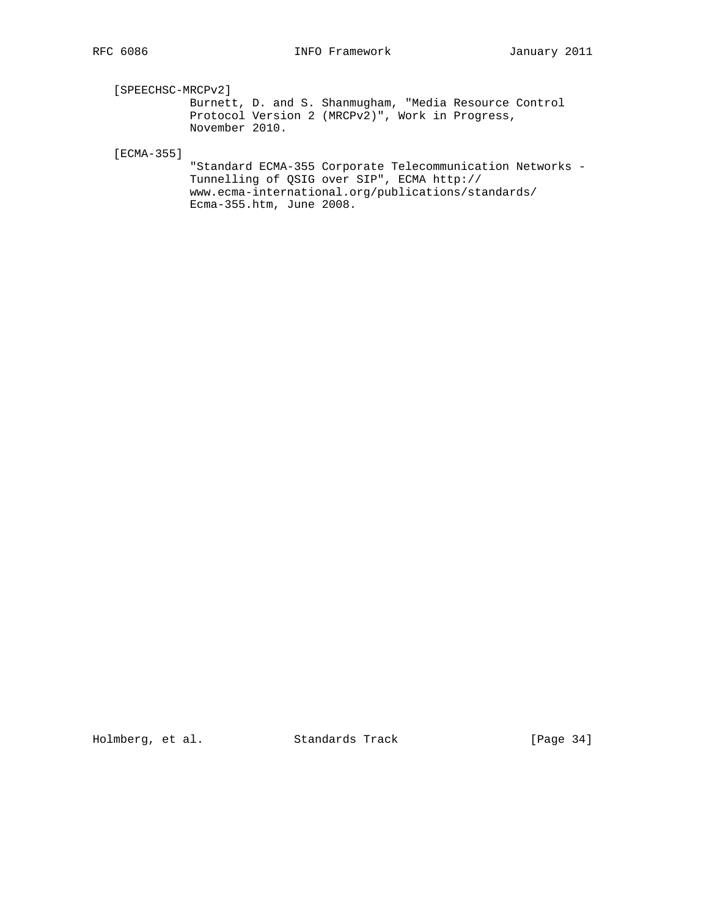[SPEECHSC-MRCPv2]
Burnett, D. and S. Shanmugham, "Media Resource Control Protocol Version 2 (MRCPv2)", Work in Progress, November 2010.

[ECMA-355]
"Standard ECMA-355 Corporate Telecommunication Networks - Tunnelling of QSIG over SIP", ECMA http://www.ecma-international.org/publications/standards/Ecma-355.htm, June 2008.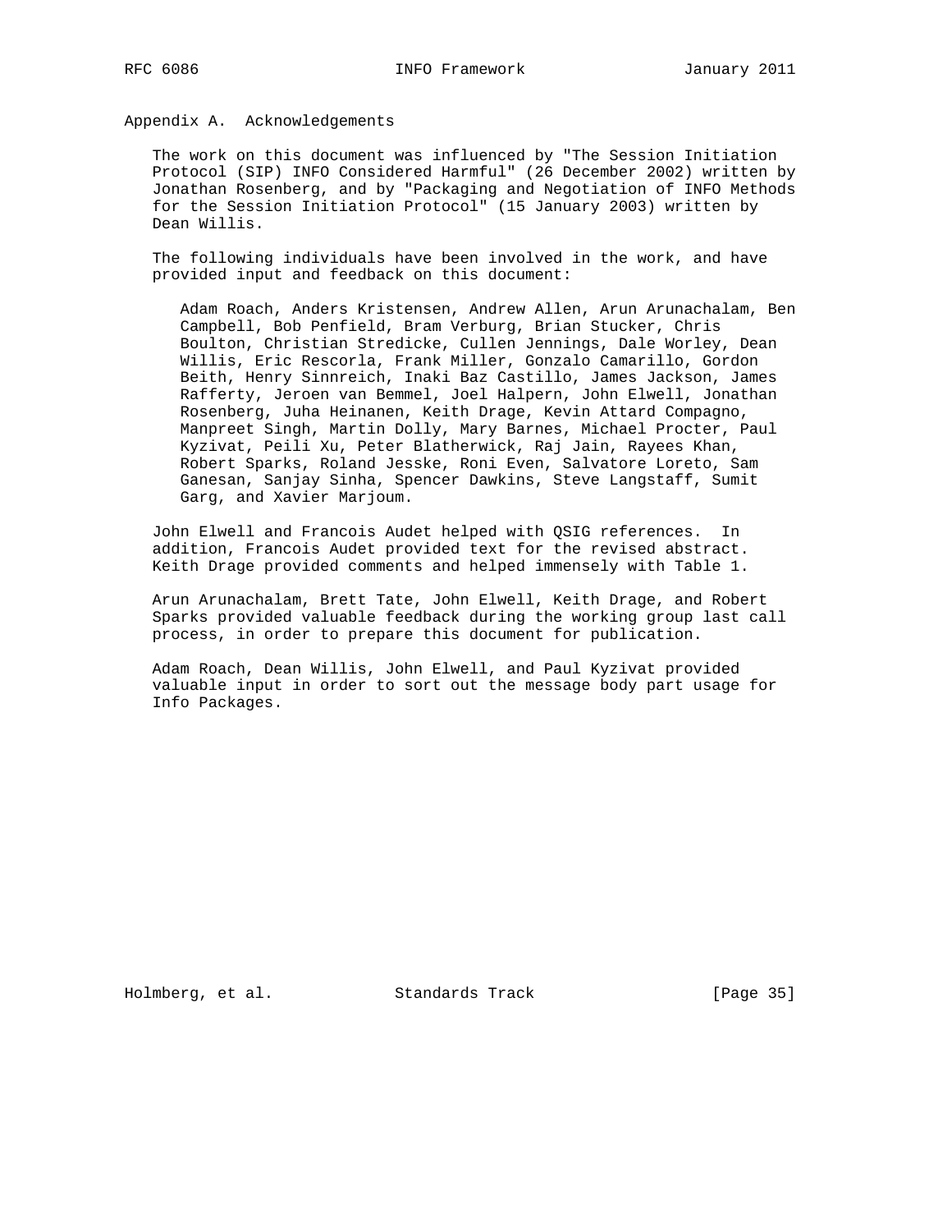# Appendix A. Acknowledgements

The work on this document was influenced by "The Session Initiation Protocol (SIP) INFO Considered Harmful" (26 December 2002) written by Jonathan Rosenberg, and by "Packaging and Negotiation of INFO Methods for the Session Initiation Protocol" (15 January 2003) written by Dean Willis.

The following individuals have been involved in the work, and have provided input and feedback on this document:

> Adam Roach, Anders Kristensen, Andrew Allen, Arun Arunachalam, Ben Campbell, Bob Penfield, Bram Verburg, Brian Stucker, Chris Boulton, Christian Stredicke, Cullen Jennings, Dale Worley, Dean Willis, Eric Rescorla, Frank Miller, Gonzalo Camarillo, Gordon Beith, Henry Sinnreich, Inaki Baz Castillo, James Jackson, James Rafferty, Jeroen van Bemmel, Joel Halpern, John Elwell, Jonathan Rosenberg, Juha Heinanen, Keith Drage, Kevin Attard Compagno, Manpreet Singh, Martin Dolly, Mary Barnes, Michael Procter, Paul Kyzivat, Peili Xu, Peter Blatherwick, Raj Jain, Rayees Khan, Robert Sparks, Roland Jesske, Roni Even, Salvatore Loreto, Sam Ganesan, Sanjay Sinha, Spencer Dawkins, Steve Langstaff, Sumit Garg, and Xavier Marjoum.

John Elwell and Francois Audet helped with QSIG references. In addition, Francois Audet provided text for the revised abstract. Keith Drage provided comments and helped immensely with Table 1.

Arun Arunachalam, Brett Tate, John Elwell, Keith Drage, and Robert Sparks provided valuable feedback during the working group last call process, in order to prepare this document for publication.

Adam Roach, Dean Willis, John Elwell, and Paul Kyzivat provided valuable input in order to sort out the message body part usage for Info Packages.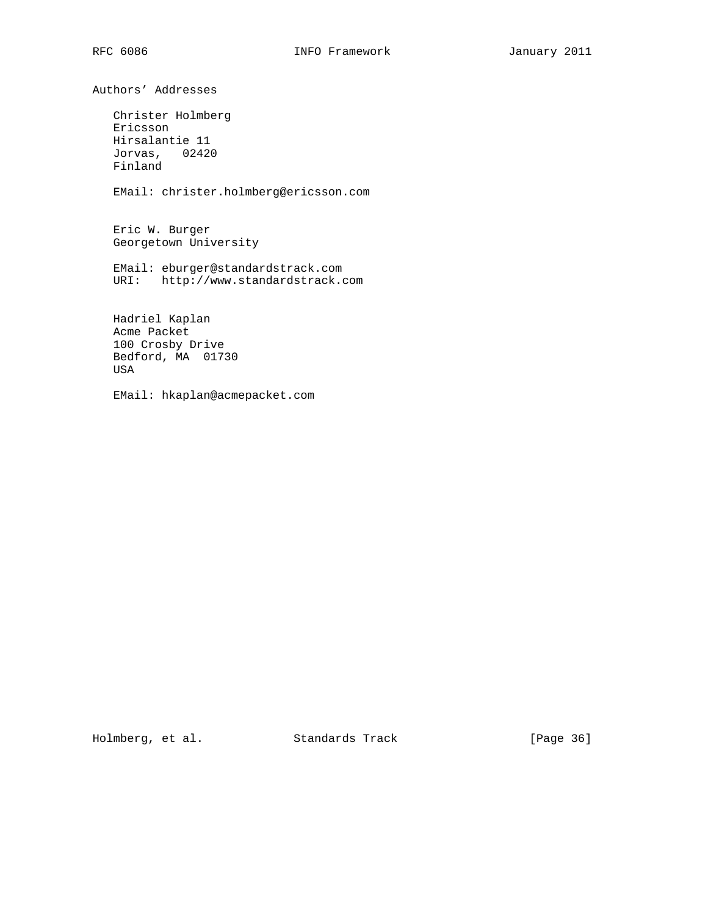## Authors' Addresses

Christer Holmberg
Ericsson
Hirsalantie 11
Jorvas,   02420
Finland

EMail: christer.holmberg@ericsson.com

Eric W. Burger
Georgetown University

EMail: eburger@standardstrack.com
URI:   http://www.standardstrack.com

Hadriel Kaplan
Acme Packet
100 Crosby Drive
Bedford, MA  01730
USA

EMail: hkaplan@acmepacket.com